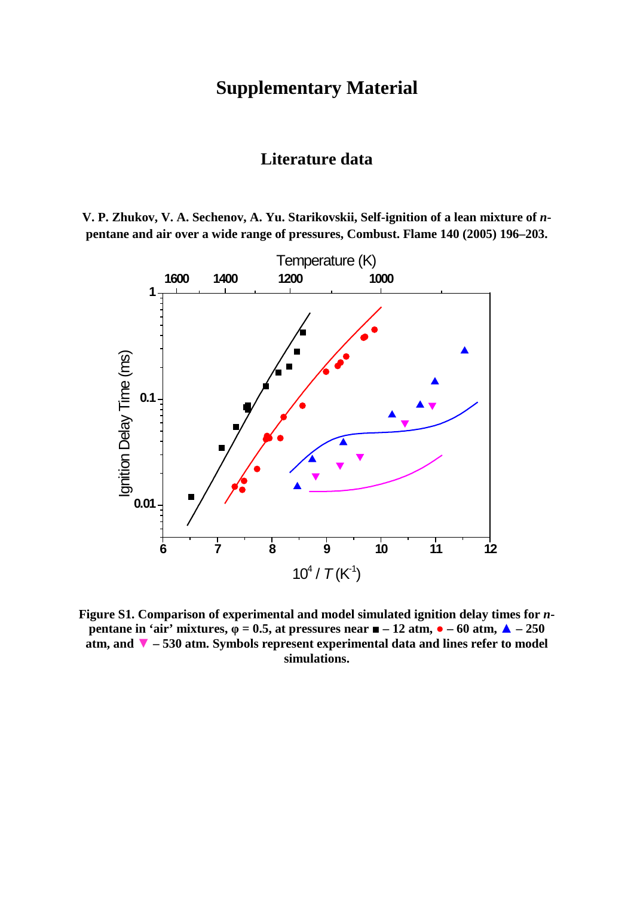# Supplementary Material

## Literature data

**V. P. Zhukov, V. A. Sechenov, A. Yu. Starikovskii, Self-ignition of a lean mixture of *n*-pentane and air over a wide range of pressures, Combust. Flame 140 (2005) 196–203.**

**Figure S1. Comparison of experimental and model simulated ignition delay times for *n*-pentane in 'air' mixtures, φ = 0.5, at pressures near ■ – 12 atm, ● – 60 atm, ▲ – 250 atm, and ▼ – 530 atm. Symbols represent experimental data and lines refer to model simulations.**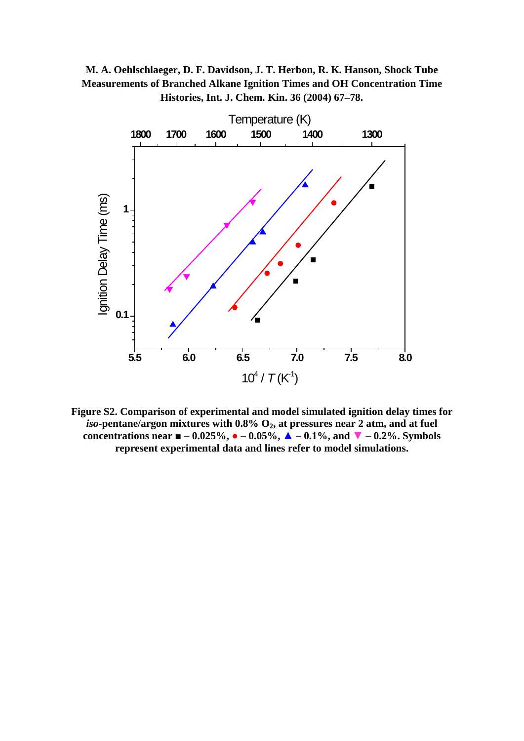**M. A. Oehlschlaeger, D. F. Davidson, J. T. Herbon, R. K. Hanson, Shock Tube Measurements of Branched Alkane Ignition Times and OH Concentration Time Histories, Int. J. Chem. Kin. 36 (2004) 67–78.**

**Figure S2. Comparison of experimental and model simulated ignition delay times for *iso*-pentane/argon mixtures with 0.8% $O_2$, at pressures near 2 atm, and at fuel concentrations near ■ – 0.025%, ● – 0.05%, ▲ – 0.1%, and ▼ – 0.2%. Symbols represent experimental data and lines refer to model simulations.**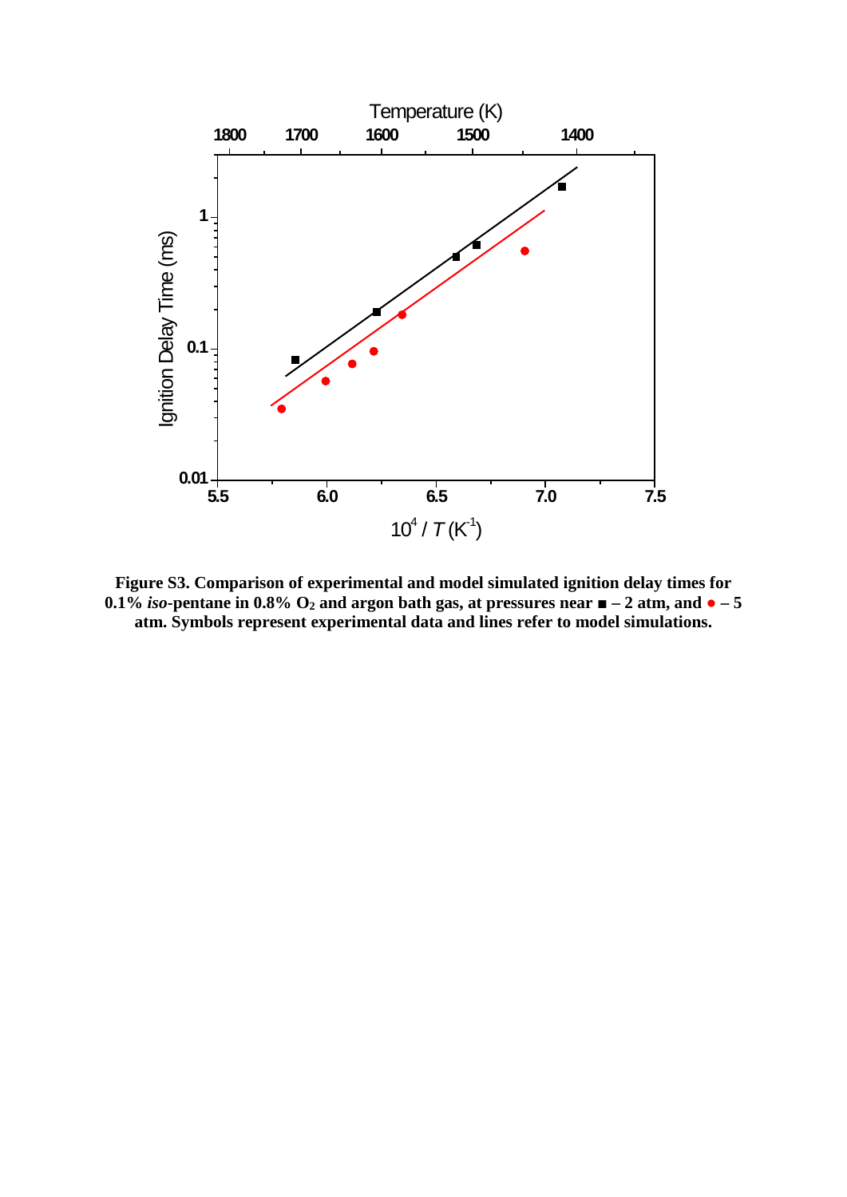**Figure S3. Comparison of experimental and model simulated ignition delay times for 0.1% *iso*-pentane in 0.8% $O_2$ and argon bath gas, at pressures near ■ – 2 atm, and ● – 5 atm. Symbols represent experimental data and lines refer to model simulations.**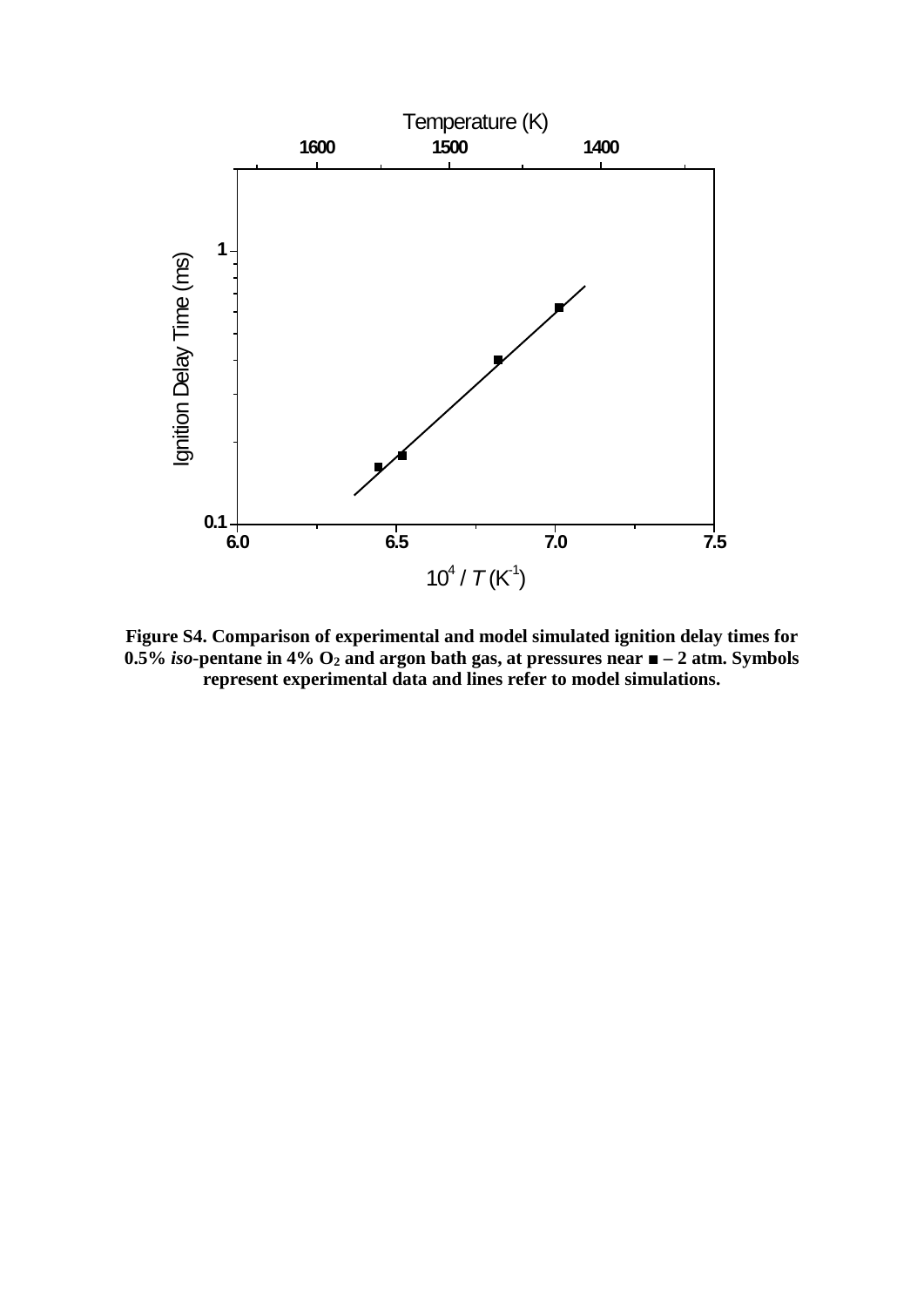**Figure S4. Comparison of experimental and model simulated ignition delay times for 0.5% *iso*-pentane in 4% $O_2$ and argon bath gas, at pressures near ■ – 2 atm. Symbols represent experimental data and lines refer to model simulations.**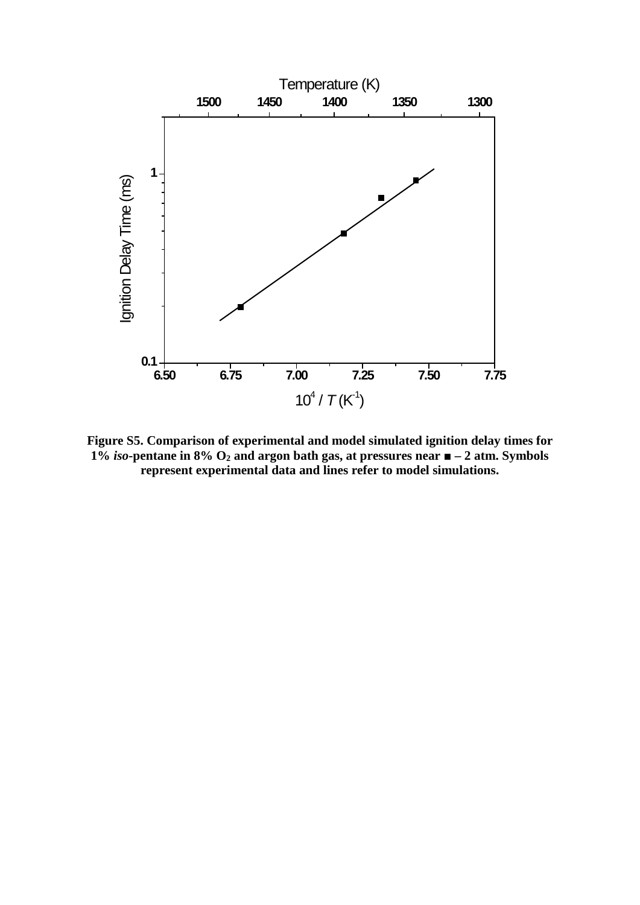**Figure S5. Comparison of experimental and model simulated ignition delay times for 1% *iso*-pentane in 8% $O_2$ and argon bath gas, at pressures near ■ – 2 atm. Symbols represent experimental data and lines refer to model simulations.**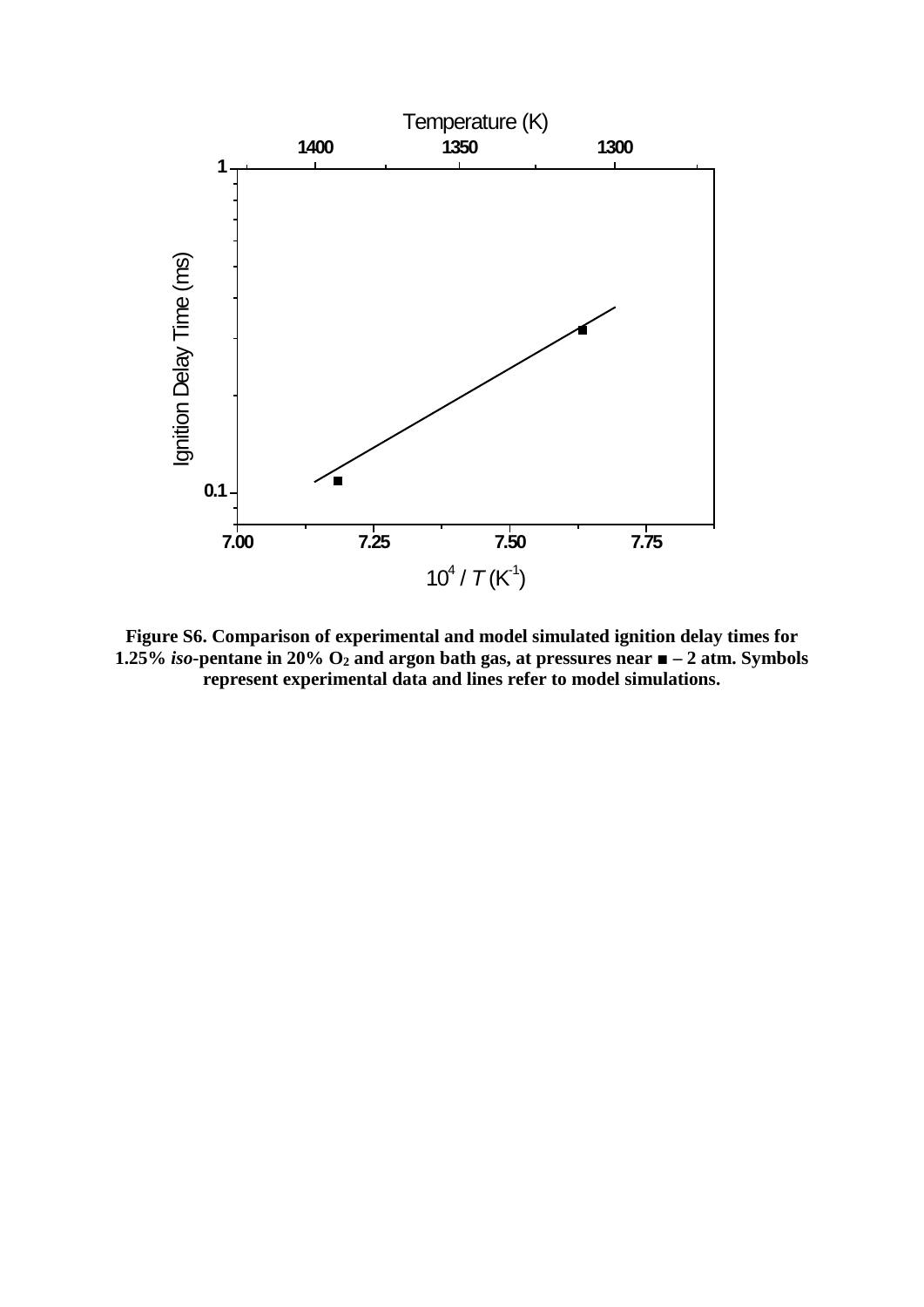**Figure S6. Comparison of experimental and model simulated ignition delay times for 1.25% *iso*-pentane in 20% $O_2$ and argon bath gas, at pressures near ■ – 2 atm. Symbols represent experimental data and lines refer to model simulations.**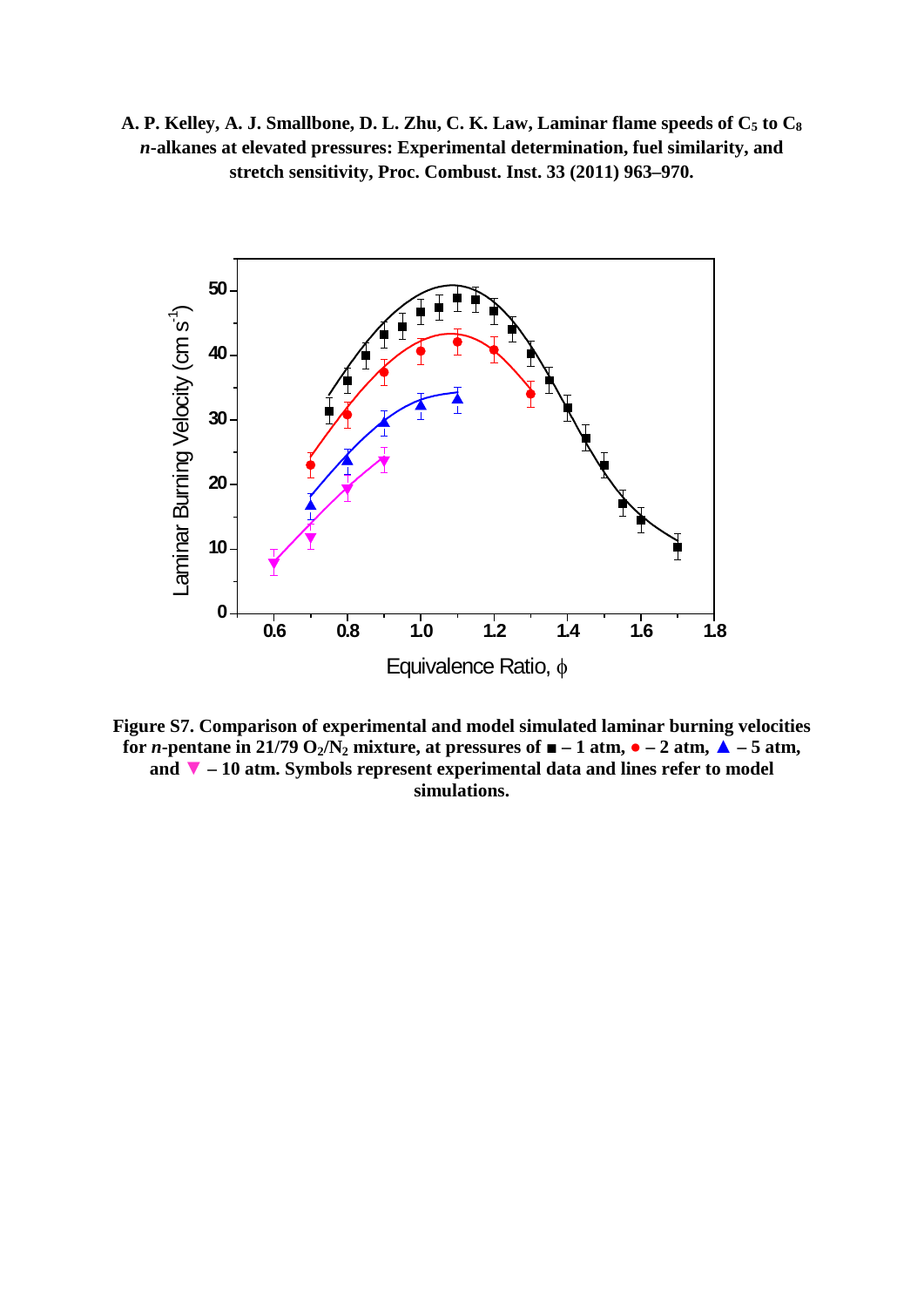**A. P. Kelley, A. J. Smallbone, D. L. Zhu, C. K. Law, Laminar flame speeds of $C_5$ to $C_8$ *n*-alkanes at elevated pressures: Experimental determination, fuel similarity, and stretch sensitivity, Proc. Combust. Inst. 33 (2011) 963–970.**

**Figure S7. Comparison of experimental and model simulated laminar burning velocities for *n*-pentane in 21/79 $O_2/N_2$ mixture, at pressures of ■ – 1 atm, ● – 2 atm, ▲ – 5 atm, and ▼ – 10 atm. Symbols represent experimental data and lines refer to model simulations.**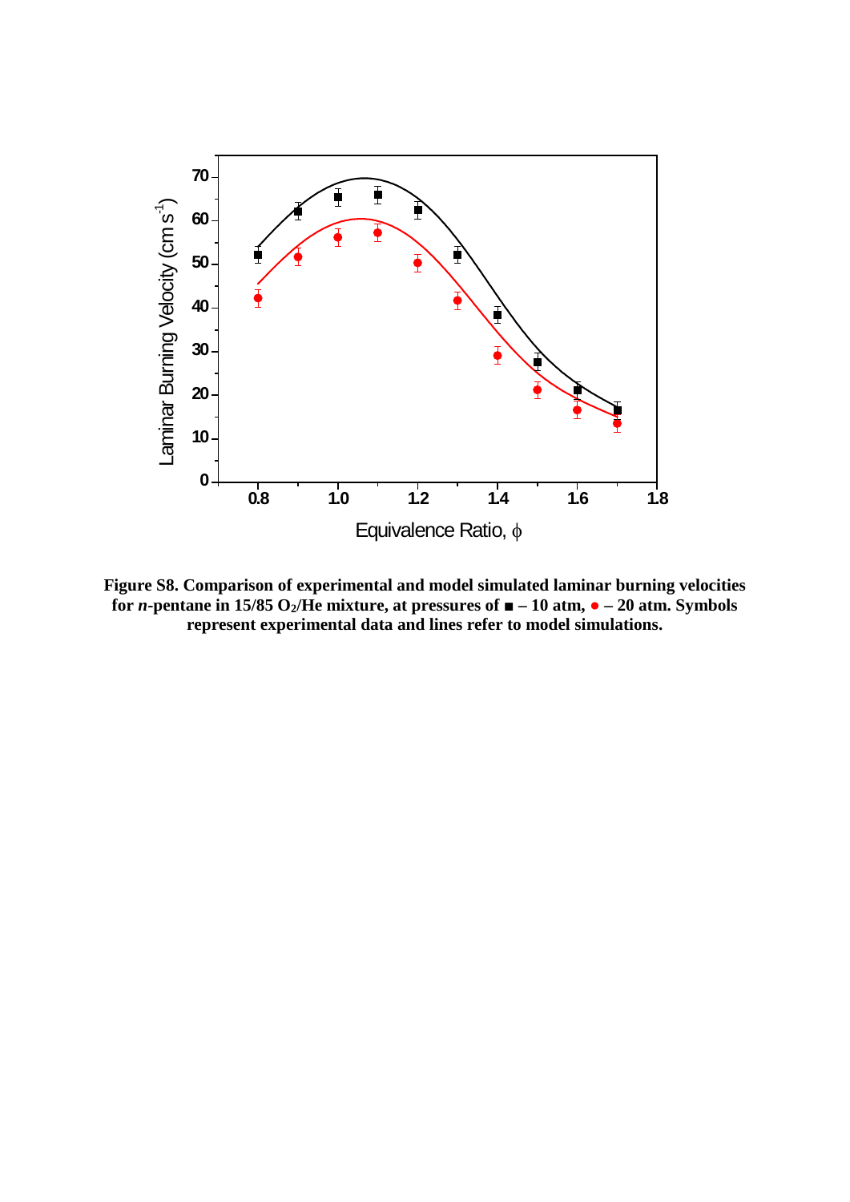**Figure S8. Comparison of experimental and model simulated laminar burning velocities for *n*-pentane in 15/85 $O_2$/He mixture, at pressures of ■ – 10 atm, ● – 20 atm. Symbols represent experimental data and lines refer to model simulations.**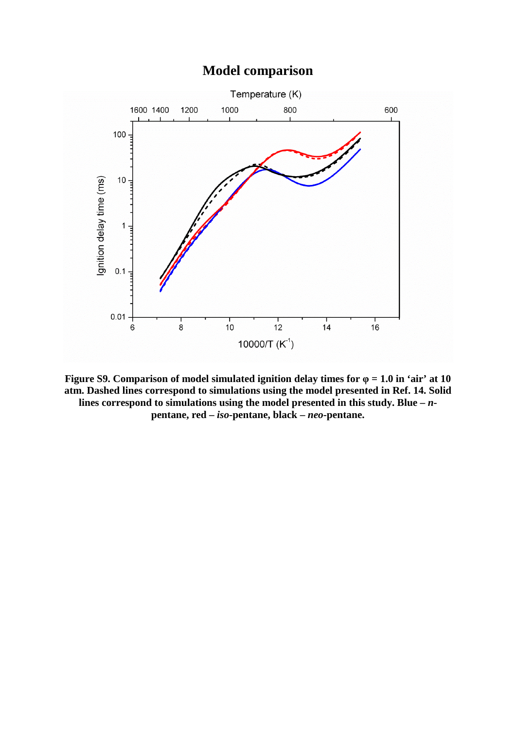## Model comparison

**Figure S9. Comparison of model simulated ignition delay times for φ = 1.0 in 'air' at 10 atm. Dashed lines correspond to simulations using the model presented in Ref. 14. Solid lines correspond to simulations using the model presented in this study. Blue – *n*-pentane, red – *iso*-pentane, black – *neo*-pentane.**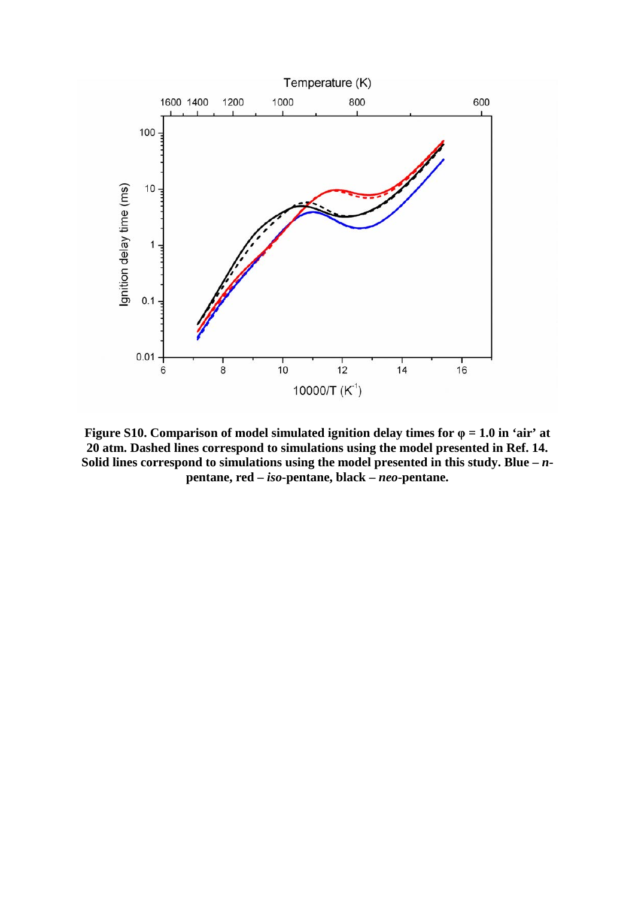**Figure S10. Comparison of model simulated ignition delay times for φ = 1.0 in 'air' at 20 atm. Dashed lines correspond to simulations using the model presented in Ref. 14. Solid lines correspond to simulations using the model presented in this study. Blue –** ***n*****-pentane, red –** ***iso*****-pentane, black –** ***neo*****-pentane.**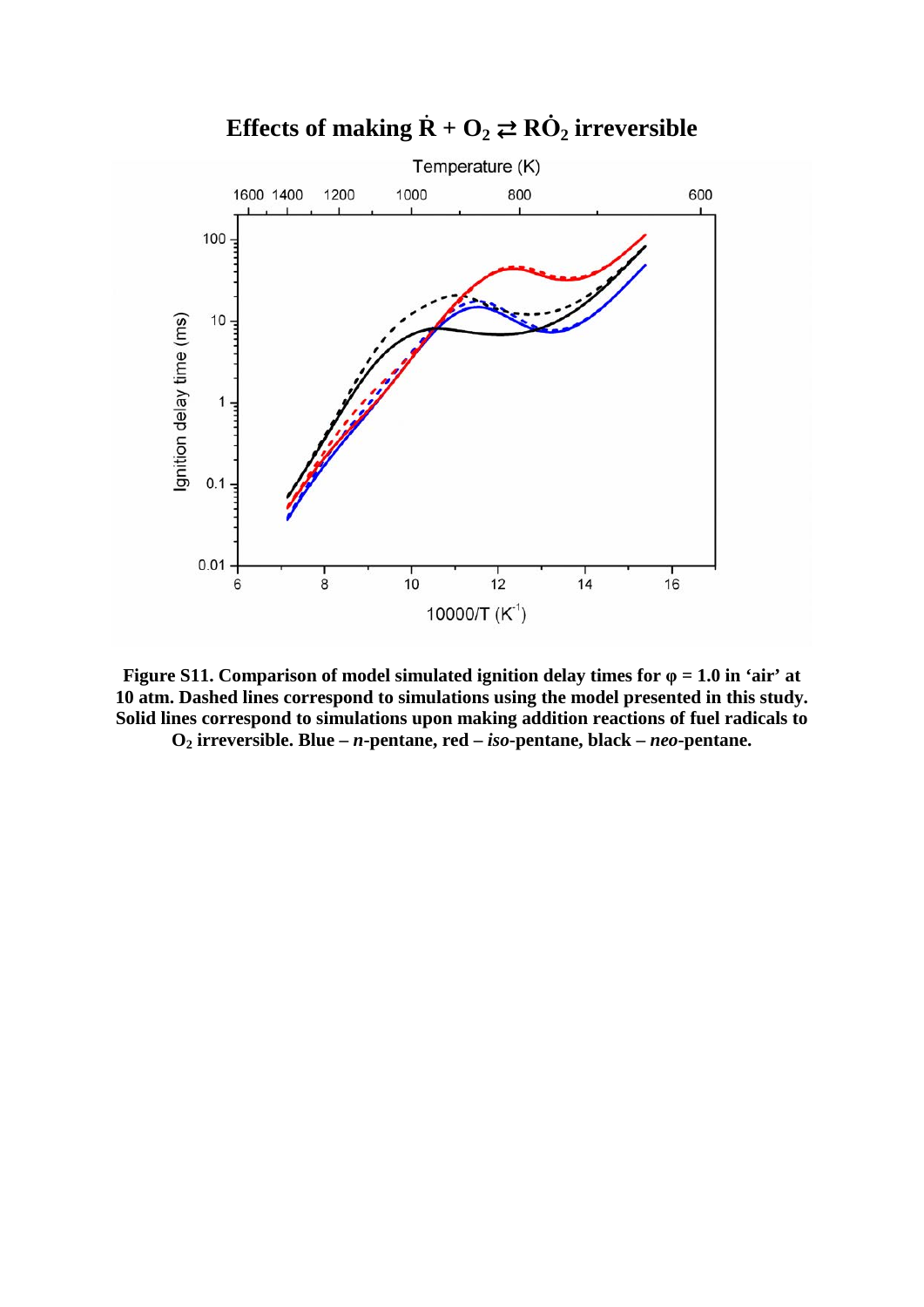**Effects of making $\dot{R} + O_2 \rightleftarrows R\dot{O}_2$ irreversible**

**Figure S11. Comparison of model simulated ignition delay times for φ = 1.0 in 'air' at 10 atm. Dashed lines correspond to simulations using the model presented in this study. Solid lines correspond to simulations upon making addition reactions of fuel radicals to $O_2$ irreversible. Blue – *n*-pentane, red – *iso*-pentane, black – *neo*-pentane.**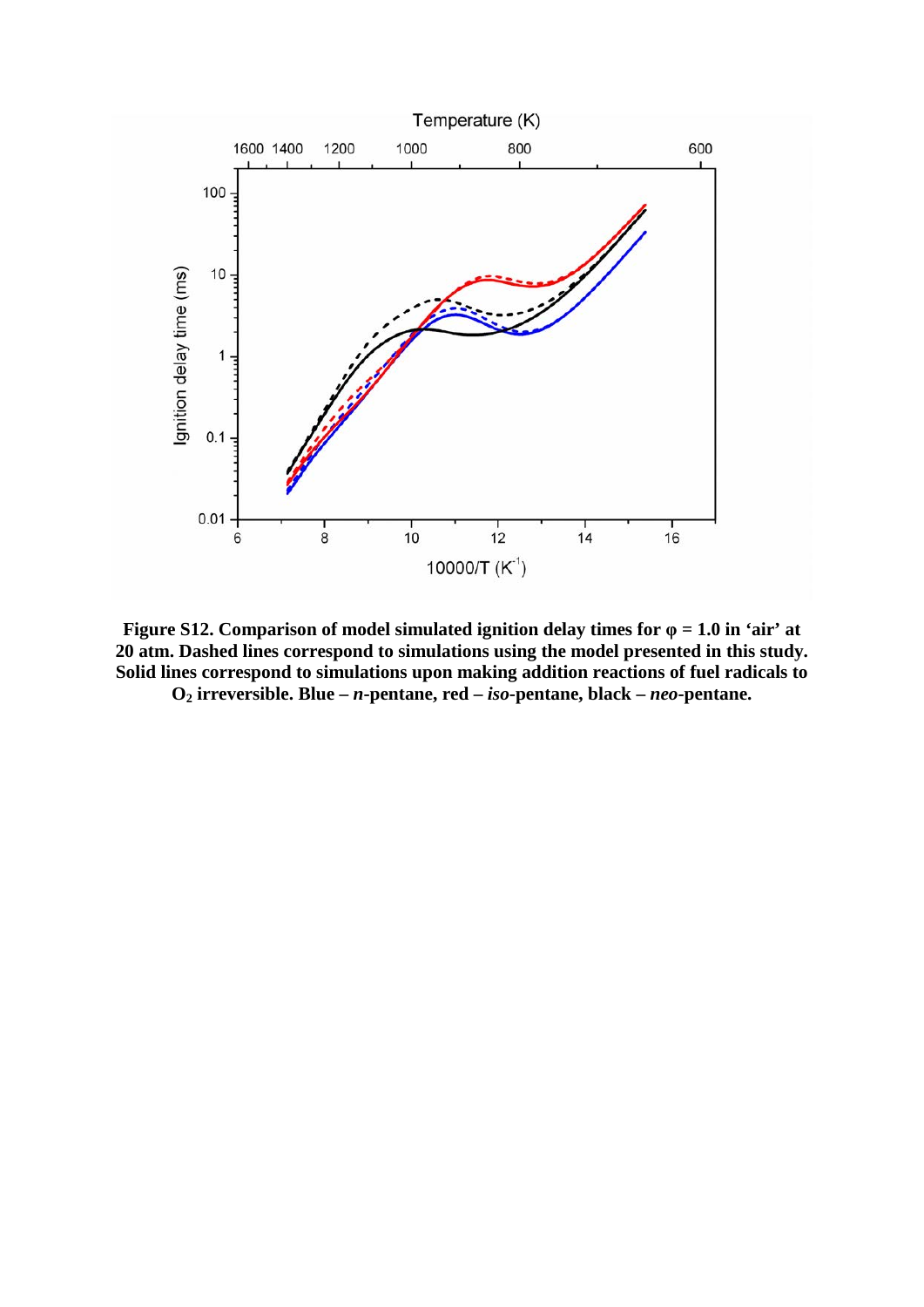**Figure S12. Comparison of model simulated ignition delay times for φ = 1.0 in 'air' at 20 atm. Dashed lines correspond to simulations using the model presented in this study. Solid lines correspond to simulations upon making addition reactions of fuel radicals to $O_2$ irreversible. Blue – *n*-pentane, red – *iso*-pentane, black – *neo*-pentane.**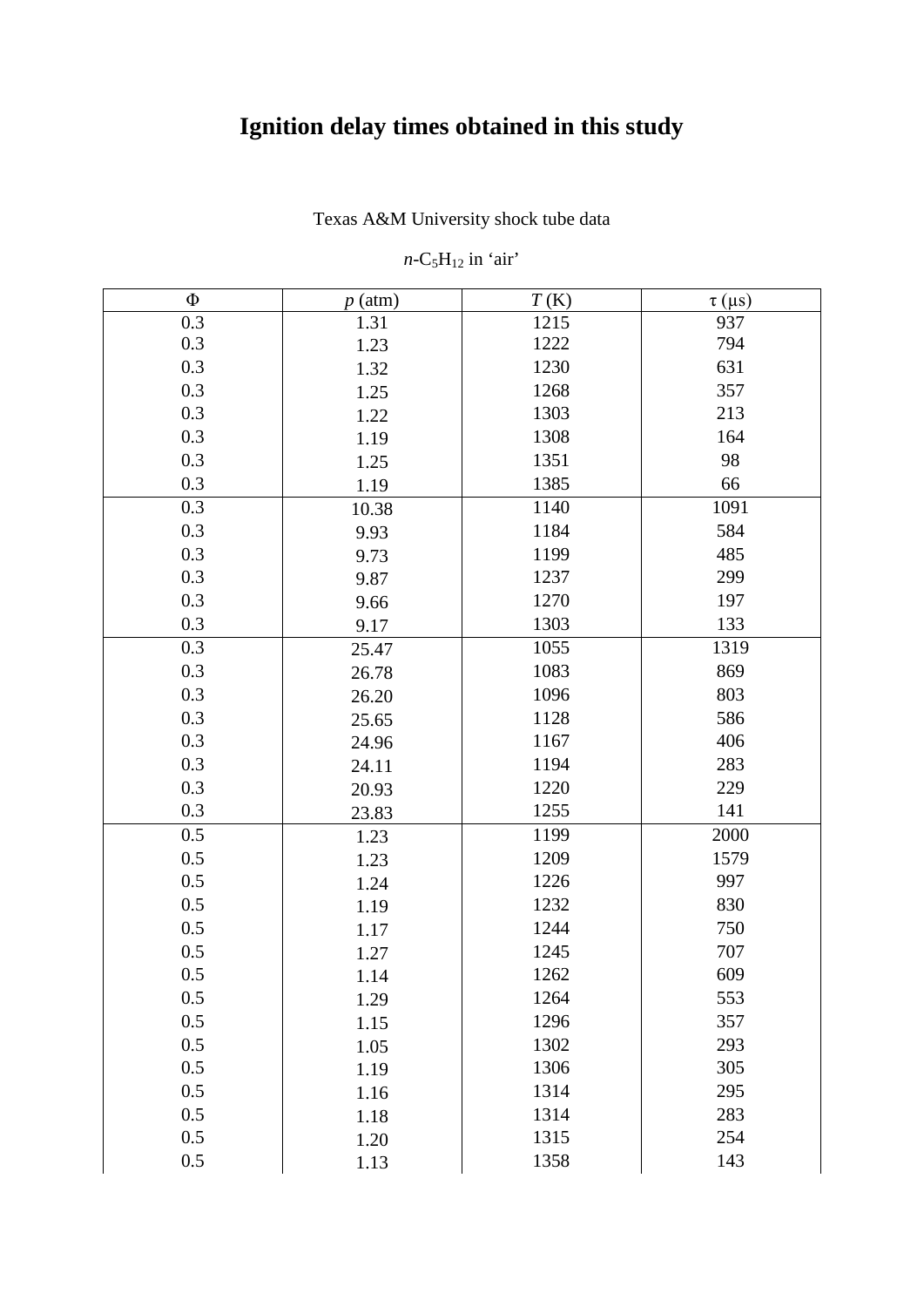# Ignition delay times obtained in this study

Texas A&M University shock tube data

*n*-$C_5H_{12}$ in 'air'

| Φ | *p* (atm) | *T* (K) | τ (μs) |
|---|---|---|---|
| 0.3 | 1.31 | 1215 | 937 |
| 0.3 | 1.23 | 1222 | 794 |
| 0.3 | 1.32 | 1230 | 631 |
| 0.3 | 1.25 | 1268 | 357 |
| 0.3 | 1.22 | 1303 | 213 |
| 0.3 | 1.19 | 1308 | 164 |
| 0.3 | 1.25 | 1351 | 98 |
| 0.3 | 1.19 | 1385 | 66 |
| 0.3 | 10.38 | 1140 | 1091 |
| 0.3 | 9.93 | 1184 | 584 |
| 0.3 | 9.73 | 1199 | 485 |
| 0.3 | 9.87 | 1237 | 299 |
| 0.3 | 9.66 | 1270 | 197 |
| 0.3 | 9.17 | 1303 | 133 |
| 0.3 | 25.47 | 1055 | 1319 |
| 0.3 | 26.78 | 1083 | 869 |
| 0.3 | 26.20 | 1096 | 803 |
| 0.3 | 25.65 | 1128 | 586 |
| 0.3 | 24.96 | 1167 | 406 |
| 0.3 | 24.11 | 1194 | 283 |
| 0.3 | 20.93 | 1220 | 229 |
| 0.3 | 23.83 | 1255 | 141 |
| 0.5 | 1.23 | 1199 | 2000 |
| 0.5 | 1.23 | 1209 | 1579 |
| 0.5 | 1.24 | 1226 | 997 |
| 0.5 | 1.19 | 1232 | 830 |
| 0.5 | 1.17 | 1244 | 750 |
| 0.5 | 1.27 | 1245 | 707 |
| 0.5 | 1.14 | 1262 | 609 |
| 0.5 | 1.29 | 1264 | 553 |
| 0.5 | 1.15 | 1296 | 357 |
| 0.5 | 1.05 | 1302 | 293 |
| 0.5 | 1.19 | 1306 | 305 |
| 0.5 | 1.16 | 1314 | 295 |
| 0.5 | 1.18 | 1314 | 283 |
| 0.5 | 1.20 | 1315 | 254 |
| 0.5 | 1.13 | 1358 | 143 |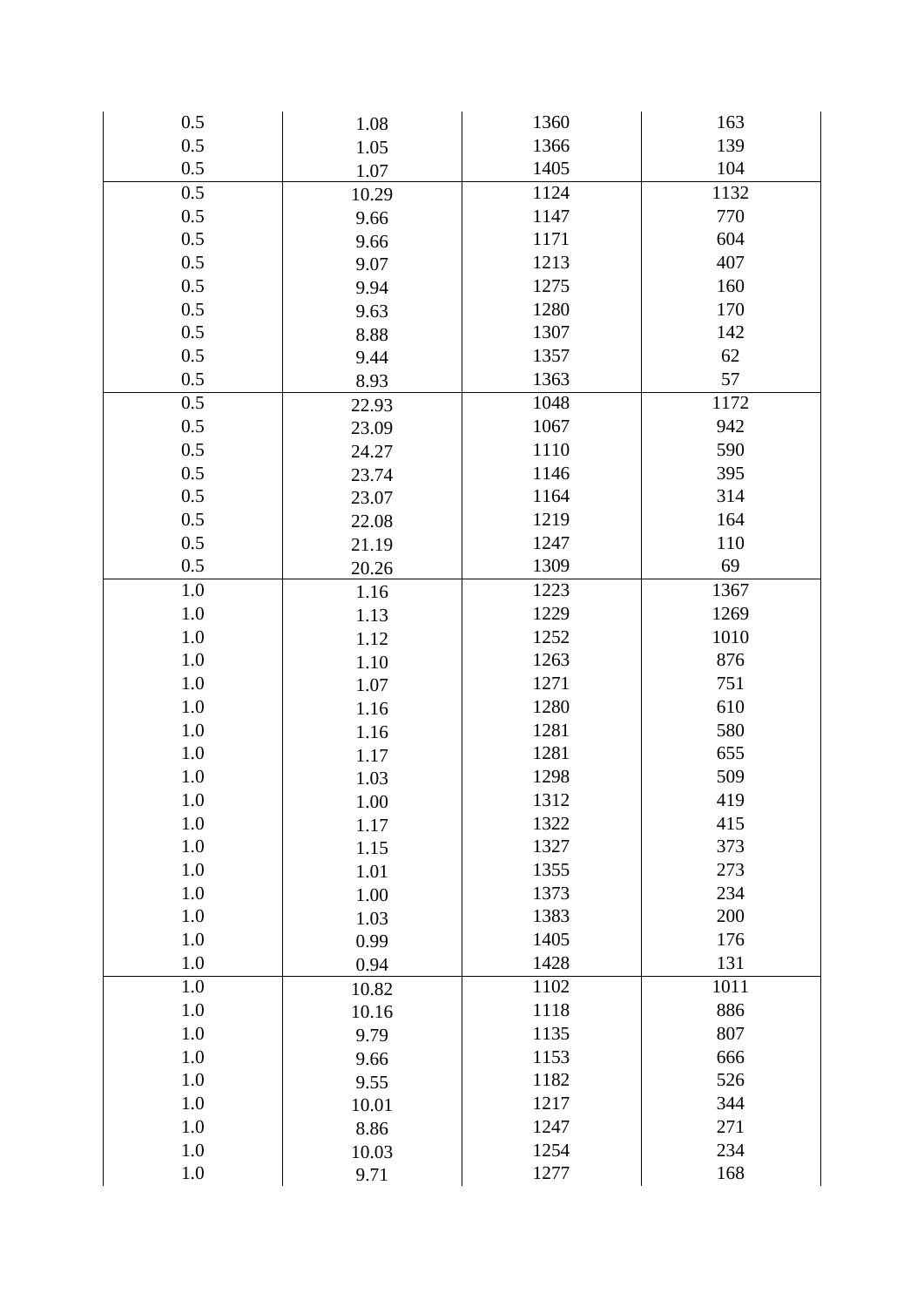| | | | |
|---|---|---|---|
| 0.5 | 1.08 | 1360 | 163 |
| 0.5 | 1.05 | 1366 | 139 |
| 0.5 | 1.07 | 1405 | 104 |
| 0.5 | 10.29 | 1124 | 1132 |
| 0.5 | 9.66 | 1147 | 770 |
| 0.5 | 9.66 | 1171 | 604 |
| 0.5 | 9.07 | 1213 | 407 |
| 0.5 | 9.94 | 1275 | 160 |
| 0.5 | 9.63 | 1280 | 170 |
| 0.5 | 8.88 | 1307 | 142 |
| 0.5 | 9.44 | 1357 | 62 |
| 0.5 | 8.93 | 1363 | 57 |
| 0.5 | 22.93 | 1048 | 1172 |
| 0.5 | 23.09 | 1067 | 942 |
| 0.5 | 24.27 | 1110 | 590 |
| 0.5 | 23.74 | 1146 | 395 |
| 0.5 | 23.07 | 1164 | 314 |
| 0.5 | 22.08 | 1219 | 164 |
| 0.5 | 21.19 | 1247 | 110 |
| 0.5 | 20.26 | 1309 | 69 |
| 1.0 | 1.16 | 1223 | 1367 |
| 1.0 | 1.13 | 1229 | 1269 |
| 1.0 | 1.12 | 1252 | 1010 |
| 1.0 | 1.10 | 1263 | 876 |
| 1.0 | 1.07 | 1271 | 751 |
| 1.0 | 1.16 | 1280 | 610 |
| 1.0 | 1.16 | 1281 | 580 |
| 1.0 | 1.17 | 1281 | 655 |
| 1.0 | 1.03 | 1298 | 509 |
| 1.0 | 1.00 | 1312 | 419 |
| 1.0 | 1.17 | 1322 | 415 |
| 1.0 | 1.15 | 1327 | 373 |
| 1.0 | 1.01 | 1355 | 273 |
| 1.0 | 1.00 | 1373 | 234 |
| 1.0 | 1.03 | 1383 | 200 |
| 1.0 | 0.99 | 1405 | 176 |
| 1.0 | 0.94 | 1428 | 131 |
| 1.0 | 10.82 | 1102 | 1011 |
| 1.0 | 10.16 | 1118 | 886 |
| 1.0 | 9.79 | 1135 | 807 |
| 1.0 | 9.66 | 1153 | 666 |
| 1.0 | 9.55 | 1182 | 526 |
| 1.0 | 10.01 | 1217 | 344 |
| 1.0 | 8.86 | 1247 | 271 |
| 1.0 | 10.03 | 1254 | 234 |
| 1.0 | 9.71 | 1277 | 168 |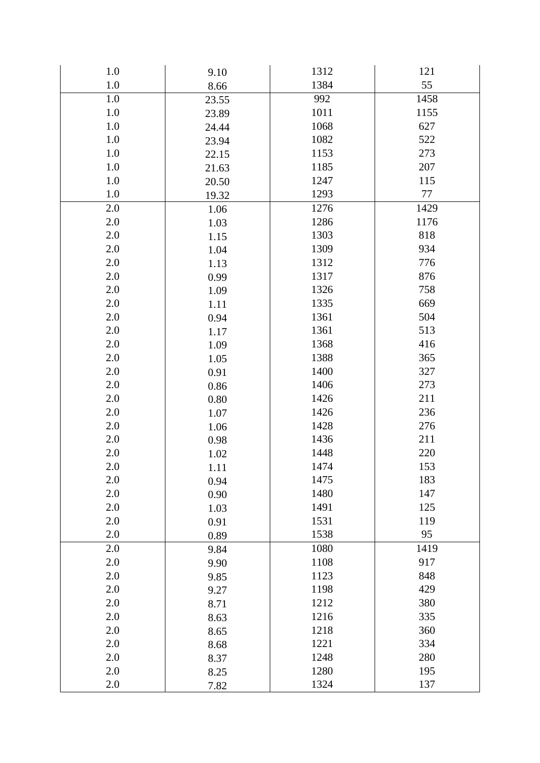| | | | |
|---|---|---|---|
| 1.0 | 9.10 | 1312 | 121 |
| 1.0 | 8.66 | 1384 | 55 |
| 1.0 | 23.55 | 992 | 1458 |
| 1.0 | 23.89 | 1011 | 1155 |
| 1.0 | 24.44 | 1068 | 627 |
| 1.0 | 23.94 | 1082 | 522 |
| 1.0 | 22.15 | 1153 | 273 |
| 1.0 | 21.63 | 1185 | 207 |
| 1.0 | 20.50 | 1247 | 115 |
| 1.0 | 19.32 | 1293 | 77 |
| 2.0 | 1.06 | 1276 | 1429 |
| 2.0 | 1.03 | 1286 | 1176 |
| 2.0 | 1.15 | 1303 | 818 |
| 2.0 | 1.04 | 1309 | 934 |
| 2.0 | 1.13 | 1312 | 776 |
| 2.0 | 0.99 | 1317 | 876 |
| 2.0 | 1.09 | 1326 | 758 |
| 2.0 | 1.11 | 1335 | 669 |
| 2.0 | 0.94 | 1361 | 504 |
| 2.0 | 1.17 | 1361 | 513 |
| 2.0 | 1.09 | 1368 | 416 |
| 2.0 | 1.05 | 1388 | 365 |
| 2.0 | 0.91 | 1400 | 327 |
| 2.0 | 0.86 | 1406 | 273 |
| 2.0 | 0.80 | 1426 | 211 |
| 2.0 | 1.07 | 1426 | 236 |
| 2.0 | 1.06 | 1428 | 276 |
| 2.0 | 0.98 | 1436 | 211 |
| 2.0 | 1.02 | 1448 | 220 |
| 2.0 | 1.11 | 1474 | 153 |
| 2.0 | 0.94 | 1475 | 183 |
| 2.0 | 0.90 | 1480 | 147 |
| 2.0 | 1.03 | 1491 | 125 |
| 2.0 | 0.91 | 1531 | 119 |
| 2.0 | 0.89 | 1538 | 95 |
| 2.0 | 9.84 | 1080 | 1419 |
| 2.0 | 9.90 | 1108 | 917 |
| 2.0 | 9.85 | 1123 | 848 |
| 2.0 | 9.27 | 1198 | 429 |
| 2.0 | 8.71 | 1212 | 380 |
| 2.0 | 8.63 | 1216 | 335 |
| 2.0 | 8.65 | 1218 | 360 |
| 2.0 | 8.68 | 1221 | 334 |
| 2.0 | 8.37 | 1248 | 280 |
| 2.0 | 8.25 | 1280 | 195 |
| 2.0 | 7.82 | 1324 | 137 |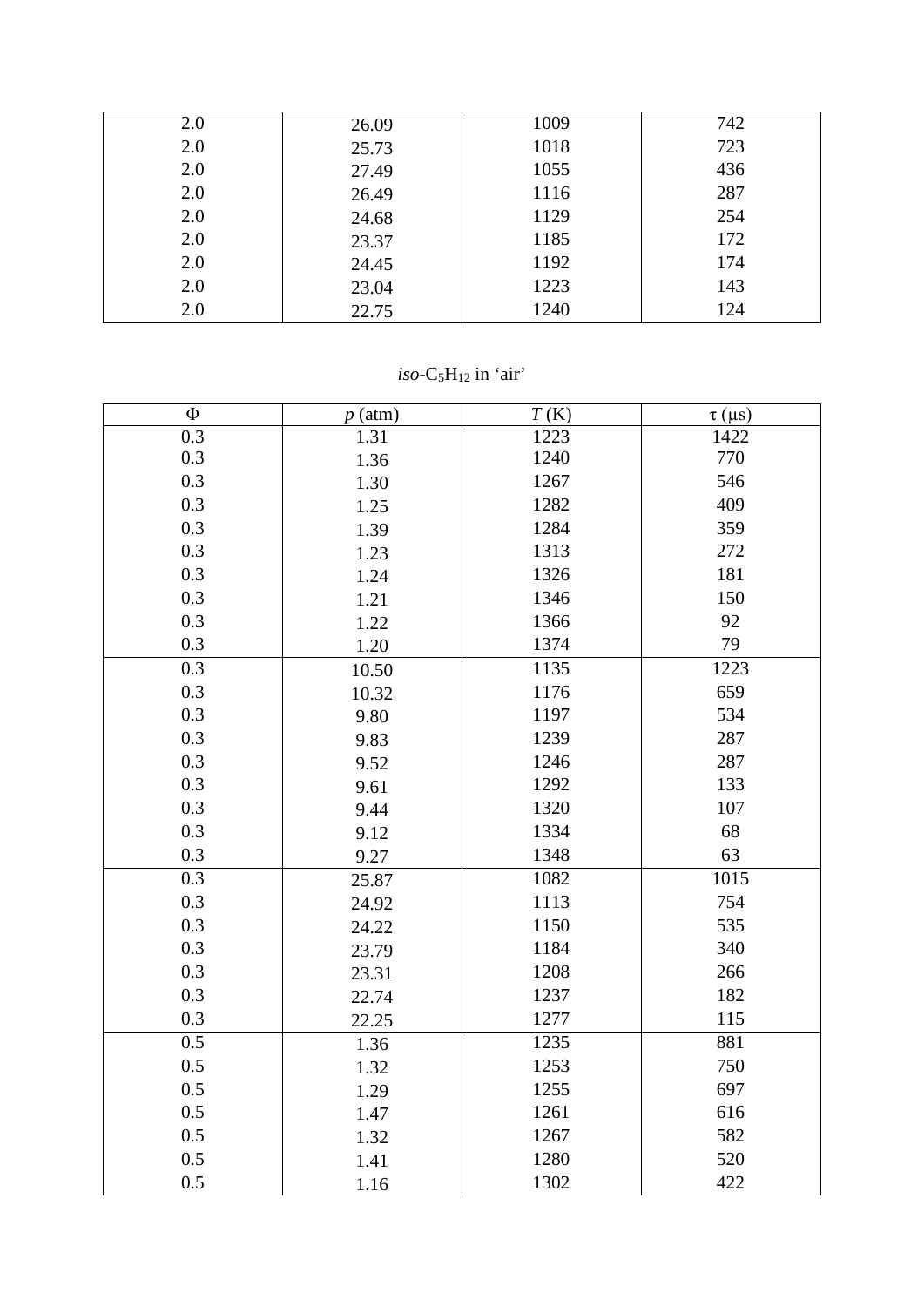| | | | |
|---|---|---|---|
| 2.0 | 26.09 | 1009 | 742 |
| 2.0 | 25.73 | 1018 | 723 |
| 2.0 | 27.49 | 1055 | 436 |
| 2.0 | 26.49 | 1116 | 287 |
| 2.0 | 24.68 | 1129 | 254 |
| 2.0 | 23.37 | 1185 | 172 |
| 2.0 | 24.45 | 1192 | 174 |
| 2.0 | 23.04 | 1223 | 143 |
| 2.0 | 22.75 | 1240 | 124 |

*iso*-$C_5H_{12}$ in 'air'

| Φ | *p* (atm) | *T* (K) | τ (μs) |
|---|---|---|---|
| 0.3 | 1.31 | 1223 | 1422 |
| 0.3 | 1.36 | 1240 | 770 |
| 0.3 | 1.30 | 1267 | 546 |
| 0.3 | 1.25 | 1282 | 409 |
| 0.3 | 1.39 | 1284 | 359 |
| 0.3 | 1.23 | 1313 | 272 |
| 0.3 | 1.24 | 1326 | 181 |
| 0.3 | 1.21 | 1346 | 150 |
| 0.3 | 1.22 | 1366 | 92 |
| 0.3 | 1.20 | 1374 | 79 |
| 0.3 | 10.50 | 1135 | 1223 |
| 0.3 | 10.32 | 1176 | 659 |
| 0.3 | 9.80 | 1197 | 534 |
| 0.3 | 9.83 | 1239 | 287 |
| 0.3 | 9.52 | 1246 | 287 |
| 0.3 | 9.61 | 1292 | 133 |
| 0.3 | 9.44 | 1320 | 107 |
| 0.3 | 9.12 | 1334 | 68 |
| 0.3 | 9.27 | 1348 | 63 |
| 0.3 | 25.87 | 1082 | 1015 |
| 0.3 | 24.92 | 1113 | 754 |
| 0.3 | 24.22 | 1150 | 535 |
| 0.3 | 23.79 | 1184 | 340 |
| 0.3 | 23.31 | 1208 | 266 |
| 0.3 | 22.74 | 1237 | 182 |
| 0.3 | 22.25 | 1277 | 115 |
| 0.5 | 1.36 | 1235 | 881 |
| 0.5 | 1.32 | 1253 | 750 |
| 0.5 | 1.29 | 1255 | 697 |
| 0.5 | 1.47 | 1261 | 616 |
| 0.5 | 1.32 | 1267 | 582 |
| 0.5 | 1.41 | 1280 | 520 |
| 0.5 | 1.16 | 1302 | 422 |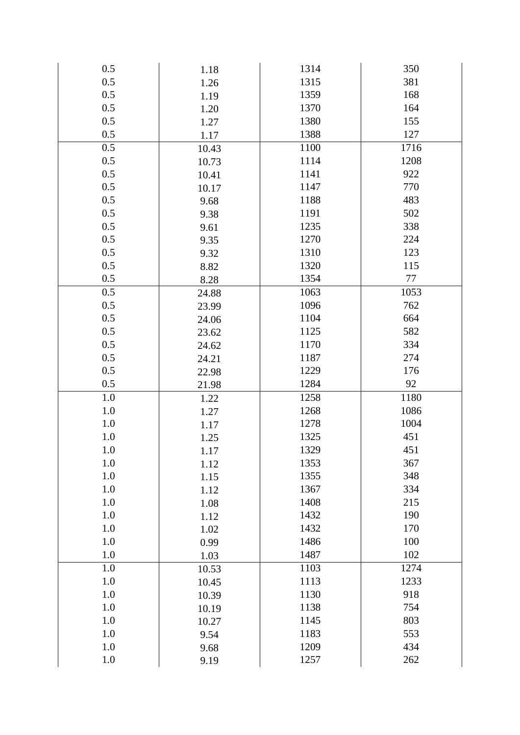| | | | |
|---|---|---|---|
| 0.5 | 1.18 | 1314 | 350 |
| 0.5 | 1.26 | 1315 | 381 |
| 0.5 | 1.19 | 1359 | 168 |
| 0.5 | 1.20 | 1370 | 164 |
| 0.5 | 1.27 | 1380 | 155 |
| 0.5 | 1.17 | 1388 | 127 |
| 0.5 | 10.43 | 1100 | 1716 |
| 0.5 | 10.73 | 1114 | 1208 |
| 0.5 | 10.41 | 1141 | 922 |
| 0.5 | 10.17 | 1147 | 770 |
| 0.5 | 9.68 | 1188 | 483 |
| 0.5 | 9.38 | 1191 | 502 |
| 0.5 | 9.61 | 1235 | 338 |
| 0.5 | 9.35 | 1270 | 224 |
| 0.5 | 9.32 | 1310 | 123 |
| 0.5 | 8.82 | 1320 | 115 |
| 0.5 | 8.28 | 1354 | 77 |
| 0.5 | 24.88 | 1063 | 1053 |
| 0.5 | 23.99 | 1096 | 762 |
| 0.5 | 24.06 | 1104 | 664 |
| 0.5 | 23.62 | 1125 | 582 |
| 0.5 | 24.62 | 1170 | 334 |
| 0.5 | 24.21 | 1187 | 274 |
| 0.5 | 22.98 | 1229 | 176 |
| 0.5 | 21.98 | 1284 | 92 |
| 1.0 | 1.22 | 1258 | 1180 |
| 1.0 | 1.27 | 1268 | 1086 |
| 1.0 | 1.17 | 1278 | 1004 |
| 1.0 | 1.25 | 1325 | 451 |
| 1.0 | 1.17 | 1329 | 451 |
| 1.0 | 1.12 | 1353 | 367 |
| 1.0 | 1.15 | 1355 | 348 |
| 1.0 | 1.12 | 1367 | 334 |
| 1.0 | 1.08 | 1408 | 215 |
| 1.0 | 1.12 | 1432 | 190 |
| 1.0 | 1.02 | 1432 | 170 |
| 1.0 | 0.99 | 1486 | 100 |
| 1.0 | 1.03 | 1487 | 102 |
| 1.0 | 10.53 | 1103 | 1274 |
| 1.0 | 10.45 | 1113 | 1233 |
| 1.0 | 10.39 | 1130 | 918 |
| 1.0 | 10.19 | 1138 | 754 |
| 1.0 | 10.27 | 1145 | 803 |
| 1.0 | 9.54 | 1183 | 553 |
| 1.0 | 9.68 | 1209 | 434 |
| 1.0 | 9.19 | 1257 | 262 |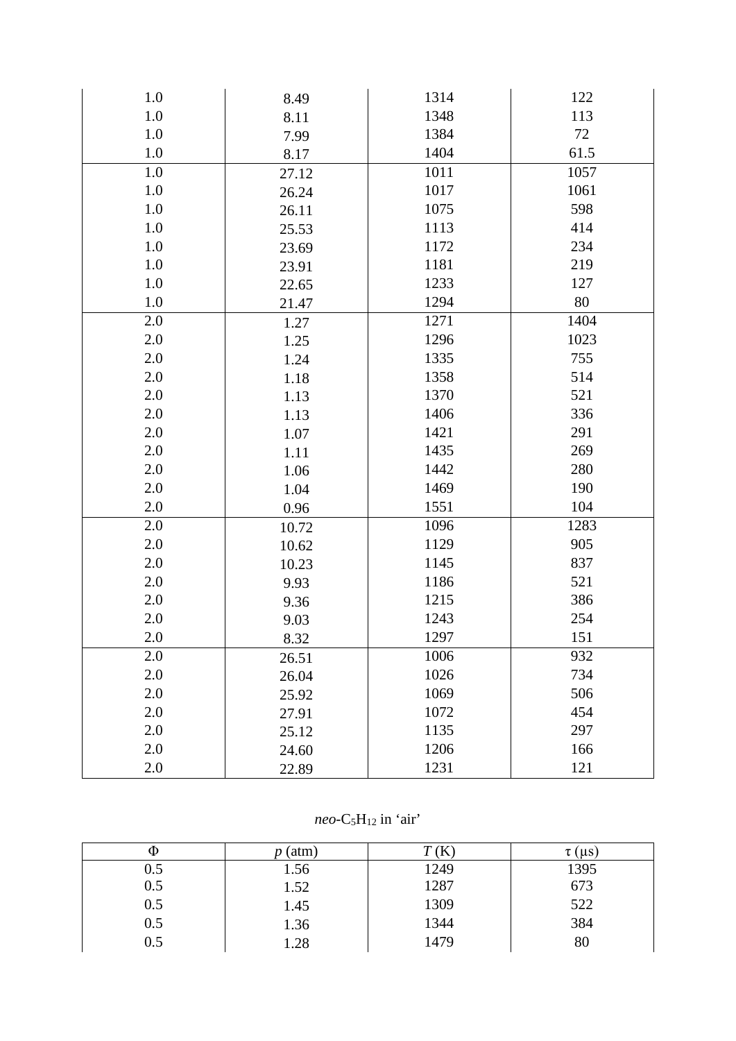| | | | |
|---|---|---|---|
| 1.0 | 8.49 | 1314 | 122 |
| 1.0 | 8.11 | 1348 | 113 |
| 1.0 | 7.99 | 1384 | 72 |
| 1.0 | 8.17 | 1404 | 61.5 |
| 1.0 | 27.12 | 1011 | 1057 |
| 1.0 | 26.24 | 1017 | 1061 |
| 1.0 | 26.11 | 1075 | 598 |
| 1.0 | 25.53 | 1113 | 414 |
| 1.0 | 23.69 | 1172 | 234 |
| 1.0 | 23.91 | 1181 | 219 |
| 1.0 | 22.65 | 1233 | 127 |
| 1.0 | 21.47 | 1294 | 80 |
| 2.0 | 1.27 | 1271 | 1404 |
| 2.0 | 1.25 | 1296 | 1023 |
| 2.0 | 1.24 | 1335 | 755 |
| 2.0 | 1.18 | 1358 | 514 |
| 2.0 | 1.13 | 1370 | 521 |
| 2.0 | 1.13 | 1406 | 336 |
| 2.0 | 1.07 | 1421 | 291 |
| 2.0 | 1.11 | 1435 | 269 |
| 2.0 | 1.06 | 1442 | 280 |
| 2.0 | 1.04 | 1469 | 190 |
| 2.0 | 0.96 | 1551 | 104 |
| 2.0 | 10.72 | 1096 | 1283 |
| 2.0 | 10.62 | 1129 | 905 |
| 2.0 | 10.23 | 1145 | 837 |
| 2.0 | 9.93 | 1186 | 521 |
| 2.0 | 9.36 | 1215 | 386 |
| 2.0 | 9.03 | 1243 | 254 |
| 2.0 | 8.32 | 1297 | 151 |
| 2.0 | 26.51 | 1006 | 932 |
| 2.0 | 26.04 | 1026 | 734 |
| 2.0 | 25.92 | 1069 | 506 |
| 2.0 | 27.91 | 1072 | 454 |
| 2.0 | 25.12 | 1135 | 297 |
| 2.0 | 24.60 | 1206 | 166 |
| 2.0 | 22.89 | 1231 | 121 |

*neo*-$C_5H_{12}$ in 'air'

| Φ | *p* (atm) | *T* (K) | τ (μs) |
|---|---|---|---|
| 0.5 | 1.56 | 1249 | 1395 |
| 0.5 | 1.52 | 1287 | 673 |
| 0.5 | 1.45 | 1309 | 522 |
| 0.5 | 1.36 | 1344 | 384 |
| 0.5 | 1.28 | 1479 | 80 |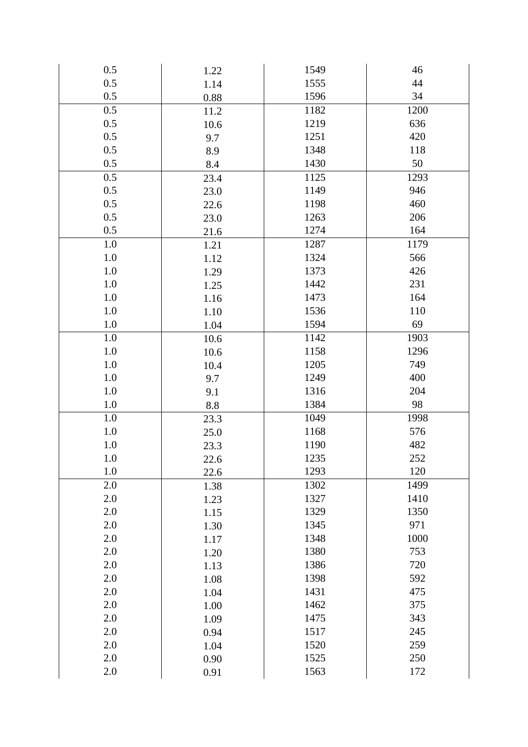| | | | |
|---|---|---|---|
| 0.5 | 1.22 | 1549 | 46 |
| 0.5 | 1.14 | 1555 | 44 |
| 0.5 | 0.88 | 1596 | 34 |
| 0.5 | 11.2 | 1182 | 1200 |
| 0.5 | 10.6 | 1219 | 636 |
| 0.5 | 9.7 | 1251 | 420 |
| 0.5 | 8.9 | 1348 | 118 |
| 0.5 | 8.4 | 1430 | 50 |
| 0.5 | 23.4 | 1125 | 1293 |
| 0.5 | 23.0 | 1149 | 946 |
| 0.5 | 22.6 | 1198 | 460 |
| 0.5 | 23.0 | 1263 | 206 |
| 0.5 | 21.6 | 1274 | 164 |
| 1.0 | 1.21 | 1287 | 1179 |
| 1.0 | 1.12 | 1324 | 566 |
| 1.0 | 1.29 | 1373 | 426 |
| 1.0 | 1.25 | 1442 | 231 |
| 1.0 | 1.16 | 1473 | 164 |
| 1.0 | 1.10 | 1536 | 110 |
| 1.0 | 1.04 | 1594 | 69 |
| 1.0 | 10.6 | 1142 | 1903 |
| 1.0 | 10.6 | 1158 | 1296 |
| 1.0 | 10.4 | 1205 | 749 |
| 1.0 | 9.7 | 1249 | 400 |
| 1.0 | 9.1 | 1316 | 204 |
| 1.0 | 8.8 | 1384 | 98 |
| 1.0 | 23.3 | 1049 | 1998 |
| 1.0 | 25.0 | 1168 | 576 |
| 1.0 | 23.3 | 1190 | 482 |
| 1.0 | 22.6 | 1235 | 252 |
| 1.0 | 22.6 | 1293 | 120 |
| 2.0 | 1.38 | 1302 | 1499 |
| 2.0 | 1.23 | 1327 | 1410 |
| 2.0 | 1.15 | 1329 | 1350 |
| 2.0 | 1.30 | 1345 | 971 |
| 2.0 | 1.17 | 1348 | 1000 |
| 2.0 | 1.20 | 1380 | 753 |
| 2.0 | 1.13 | 1386 | 720 |
| 2.0 | 1.08 | 1398 | 592 |
| 2.0 | 1.04 | 1431 | 475 |
| 2.0 | 1.00 | 1462 | 375 |
| 2.0 | 1.09 | 1475 | 343 |
| 2.0 | 0.94 | 1517 | 245 |
| 2.0 | 1.04 | 1520 | 259 |
| 2.0 | 0.90 | 1525 | 250 |
| 2.0 | 0.91 | 1563 | 172 |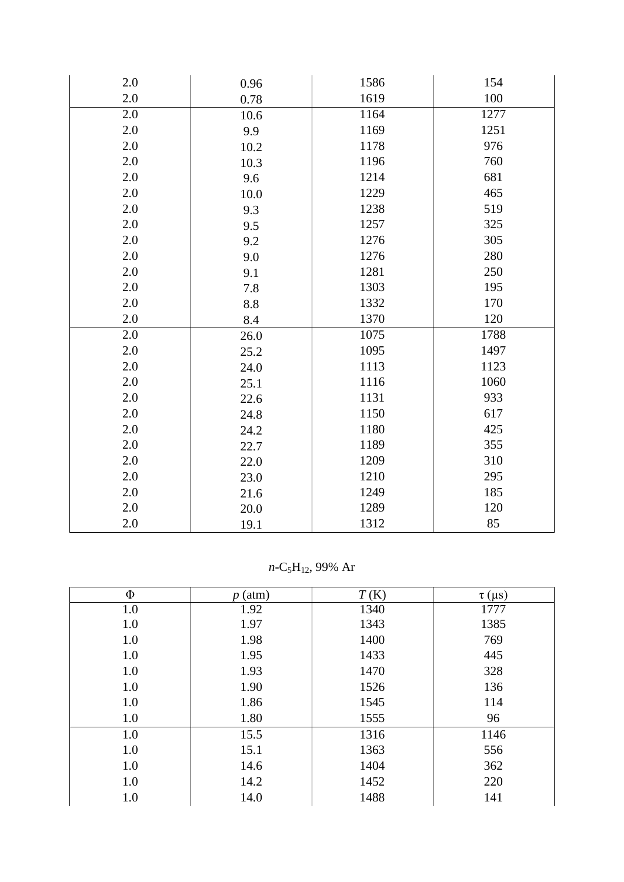| | | | |
|---|---|---|---|
| 2.0 | 0.96 | 1586 | 154 |
| 2.0 | 0.78 | 1619 | 100 |
| 2.0 | 10.6 | 1164 | 1277 |
| 2.0 | 9.9 | 1169 | 1251 |
| 2.0 | 10.2 | 1178 | 976 |
| 2.0 | 10.3 | 1196 | 760 |
| 2.0 | 9.6 | 1214 | 681 |
| 2.0 | 10.0 | 1229 | 465 |
| 2.0 | 9.3 | 1238 | 519 |
| 2.0 | 9.5 | 1257 | 325 |
| 2.0 | 9.2 | 1276 | 305 |
| 2.0 | 9.0 | 1276 | 280 |
| 2.0 | 9.1 | 1281 | 250 |
| 2.0 | 7.8 | 1303 | 195 |
| 2.0 | 8.8 | 1332 | 170 |
| 2.0 | 8.4 | 1370 | 120 |
| 2.0 | 26.0 | 1075 | 1788 |
| 2.0 | 25.2 | 1095 | 1497 |
| 2.0 | 24.0 | 1113 | 1123 |
| 2.0 | 25.1 | 1116 | 1060 |
| 2.0 | 22.6 | 1131 | 933 |
| 2.0 | 24.8 | 1150 | 617 |
| 2.0 | 24.2 | 1180 | 425 |
| 2.0 | 22.7 | 1189 | 355 |
| 2.0 | 22.0 | 1209 | 310 |
| 2.0 | 23.0 | 1210 | 295 |
| 2.0 | 21.6 | 1249 | 185 |
| 2.0 | 20.0 | 1289 | 120 |
| 2.0 | 19.1 | 1312 | 85 |

*n*-$C_5H_{12}$, 99% Ar

| Φ | *p* (atm) | *T* (K) | τ (μs) |
|---|---|---|---|
| 1.0 | 1.92 | 1340 | 1777 |
| 1.0 | 1.97 | 1343 | 1385 |
| 1.0 | 1.98 | 1400 | 769 |
| 1.0 | 1.95 | 1433 | 445 |
| 1.0 | 1.93 | 1470 | 328 |
| 1.0 | 1.90 | 1526 | 136 |
| 1.0 | 1.86 | 1545 | 114 |
| 1.0 | 1.80 | 1555 | 96 |
| 1.0 | 15.5 | 1316 | 1146 |
| 1.0 | 15.1 | 1363 | 556 |
| 1.0 | 14.6 | 1404 | 362 |
| 1.0 | 14.2 | 1452 | 220 |
| 1.0 | 14.0 | 1488 | 141 |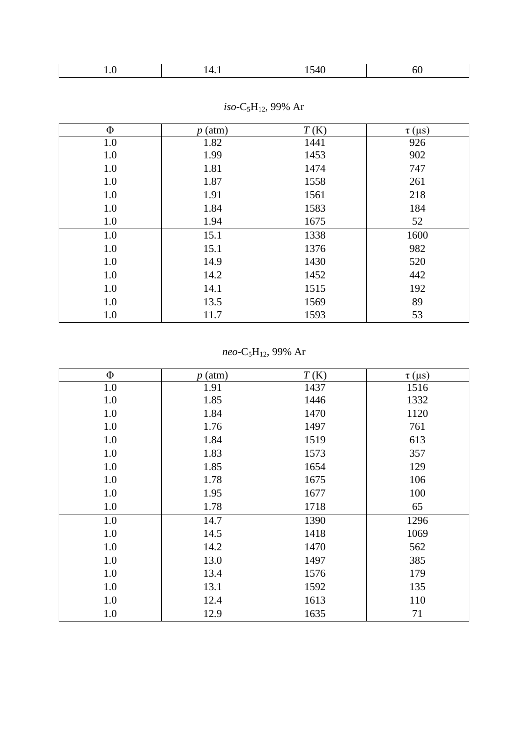| 1.0 | 14.1 | 1540 | 60 |
|---|---|---|---|

*iso*-$C_5H_{12}$, 99% Ar

| Φ | *p* (atm) | *T* (K) | τ (μs) |
|---|---|---|---|
| 1.0 | 1.82 | 1441 | 926 |
| 1.0 | 1.99 | 1453 | 902 |
| 1.0 | 1.81 | 1474 | 747 |
| 1.0 | 1.87 | 1558 | 261 |
| 1.0 | 1.91 | 1561 | 218 |
| 1.0 | 1.84 | 1583 | 184 |
| 1.0 | 1.94 | 1675 | 52 |
| 1.0 | 15.1 | 1338 | 1600 |
| 1.0 | 15.1 | 1376 | 982 |
| 1.0 | 14.9 | 1430 | 520 |
| 1.0 | 14.2 | 1452 | 442 |
| 1.0 | 14.1 | 1515 | 192 |
| 1.0 | 13.5 | 1569 | 89 |
| 1.0 | 11.7 | 1593 | 53 |

*neo*-$C_5H_{12}$, 99% Ar

| Φ | *p* (atm) | *T* (K) | τ (μs) |
|---|---|---|---|
| 1.0 | 1.91 | 1437 | 1516 |
| 1.0 | 1.85 | 1446 | 1332 |
| 1.0 | 1.84 | 1470 | 1120 |
| 1.0 | 1.76 | 1497 | 761 |
| 1.0 | 1.84 | 1519 | 613 |
| 1.0 | 1.83 | 1573 | 357 |
| 1.0 | 1.85 | 1654 | 129 |
| 1.0 | 1.78 | 1675 | 106 |
| 1.0 | 1.95 | 1677 | 100 |
| 1.0 | 1.78 | 1718 | 65 |
| 1.0 | 14.7 | 1390 | 1296 |
| 1.0 | 14.5 | 1418 | 1069 |
| 1.0 | 14.2 | 1470 | 562 |
| 1.0 | 13.0 | 1497 | 385 |
| 1.0 | 13.4 | 1576 | 179 |
| 1.0 | 13.1 | 1592 | 135 |
| 1.0 | 12.4 | 1613 | 110 |
| 1.0 | 12.9 | 1635 | 71 |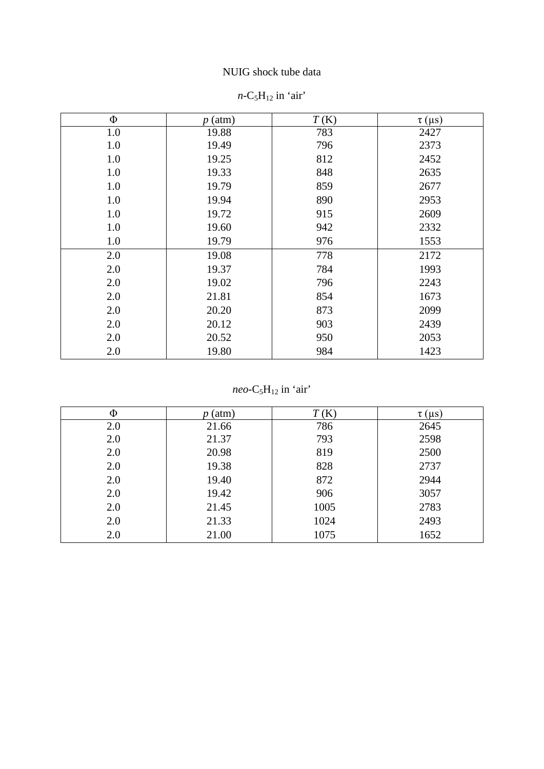NUIG shock tube data

*n*-$C_5H_{12}$ in 'air'

| Φ | *p* (atm) | *T* (K) | τ (μs) |
|---|---|---|---|
| 1.0 | 19.88 | 783 | 2427 |
| 1.0 | 19.49 | 796 | 2373 |
| 1.0 | 19.25 | 812 | 2452 |
| 1.0 | 19.33 | 848 | 2635 |
| 1.0 | 19.79 | 859 | 2677 |
| 1.0 | 19.94 | 890 | 2953 |
| 1.0 | 19.72 | 915 | 2609 |
| 1.0 | 19.60 | 942 | 2332 |
| 1.0 | 19.79 | 976 | 1553 |
| 2.0 | 19.08 | 778 | 2172 |
| 2.0 | 19.37 | 784 | 1993 |
| 2.0 | 19.02 | 796 | 2243 |
| 2.0 | 21.81 | 854 | 1673 |
| 2.0 | 20.20 | 873 | 2099 |
| 2.0 | 20.12 | 903 | 2439 |
| 2.0 | 20.52 | 950 | 2053 |
| 2.0 | 19.80 | 984 | 1423 |

*neo*-$C_5H_{12}$ in 'air'

| Φ | *p* (atm) | *T* (K) | τ (μs) |
|---|---|---|---|
| 2.0 | 21.66 | 786 | 2645 |
| 2.0 | 21.37 | 793 | 2598 |
| 2.0 | 20.98 | 819 | 2500 |
| 2.0 | 19.38 | 828 | 2737 |
| 2.0 | 19.40 | 872 | 2944 |
| 2.0 | 19.42 | 906 | 3057 |
| 2.0 | 21.45 | 1005 | 2783 |
| 2.0 | 21.33 | 1024 | 2493 |
| 2.0 | 21.00 | 1075 | 1652 |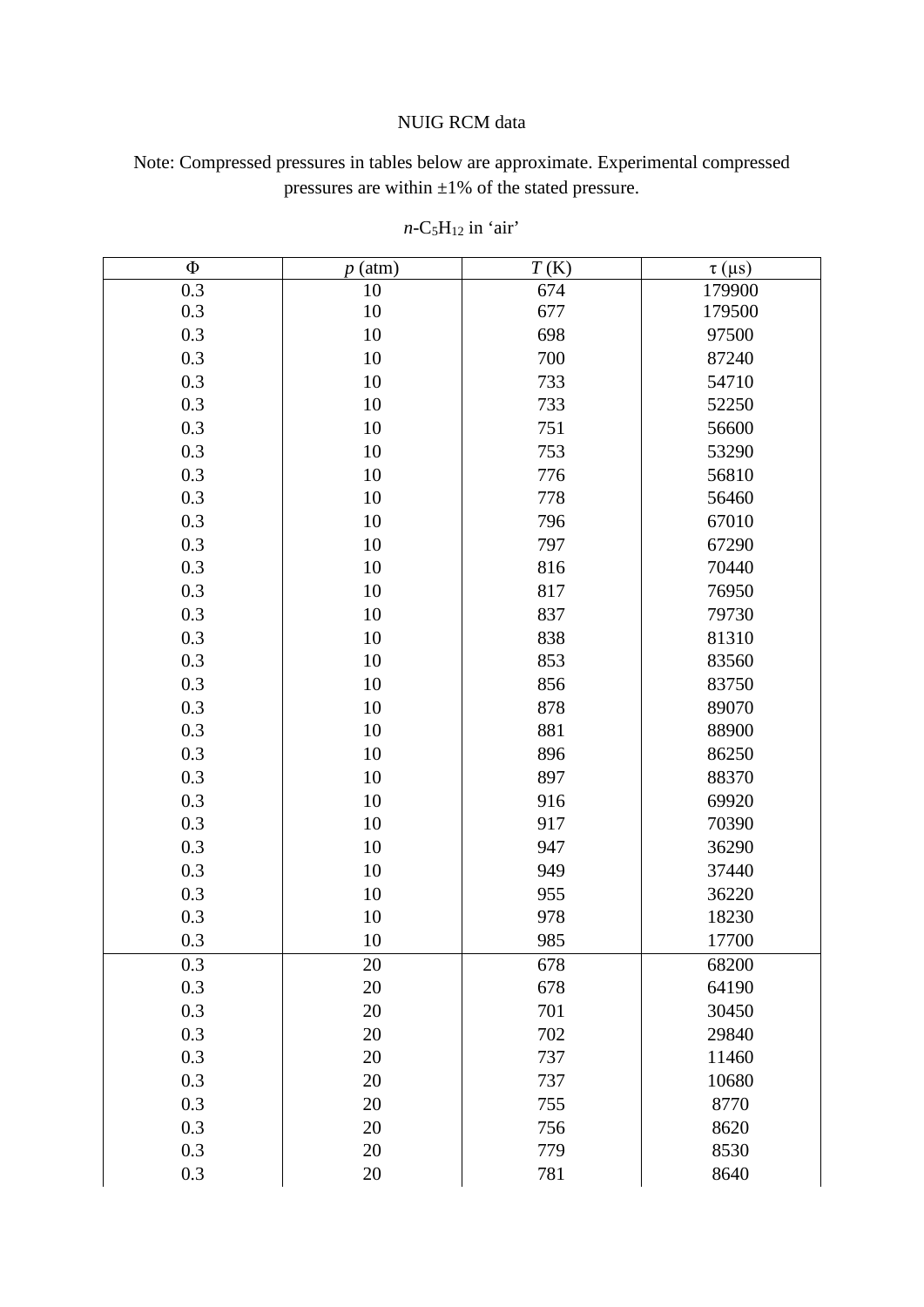NUIG RCM data

Note: Compressed pressures in tables below are approximate. Experimental compressed pressures are within ±1% of the stated pressure.

*n*-$C_5H_{12}$ in 'air'

| Φ | *p* (atm) | *T* (K) | τ (μs) |
|---|---|---|---|
| 0.3 | 10 | 674 | 179900 |
| 0.3 | 10 | 677 | 179500 |
| 0.3 | 10 | 698 | 97500 |
| 0.3 | 10 | 700 | 87240 |
| 0.3 | 10 | 733 | 54710 |
| 0.3 | 10 | 733 | 52250 |
| 0.3 | 10 | 751 | 56600 |
| 0.3 | 10 | 753 | 53290 |
| 0.3 | 10 | 776 | 56810 |
| 0.3 | 10 | 778 | 56460 |
| 0.3 | 10 | 796 | 67010 |
| 0.3 | 10 | 797 | 67290 |
| 0.3 | 10 | 816 | 70440 |
| 0.3 | 10 | 817 | 76950 |
| 0.3 | 10 | 837 | 79730 |
| 0.3 | 10 | 838 | 81310 |
| 0.3 | 10 | 853 | 83560 |
| 0.3 | 10 | 856 | 83750 |
| 0.3 | 10 | 878 | 89070 |
| 0.3 | 10 | 881 | 88900 |
| 0.3 | 10 | 896 | 86250 |
| 0.3 | 10 | 897 | 88370 |
| 0.3 | 10 | 916 | 69920 |
| 0.3 | 10 | 917 | 70390 |
| 0.3 | 10 | 947 | 36290 |
| 0.3 | 10 | 949 | 37440 |
| 0.3 | 10 | 955 | 36220 |
| 0.3 | 10 | 978 | 18230 |
| 0.3 | 10 | 985 | 17700 |
| 0.3 | 20 | 678 | 68200 |
| 0.3 | 20 | 678 | 64190 |
| 0.3 | 20 | 701 | 30450 |
| 0.3 | 20 | 702 | 29840 |
| 0.3 | 20 | 737 | 11460 |
| 0.3 | 20 | 737 | 10680 |
| 0.3 | 20 | 755 | 8770 |
| 0.3 | 20 | 756 | 8620 |
| 0.3 | 20 | 779 | 8530 |
| 0.3 | 20 | 781 | 8640 |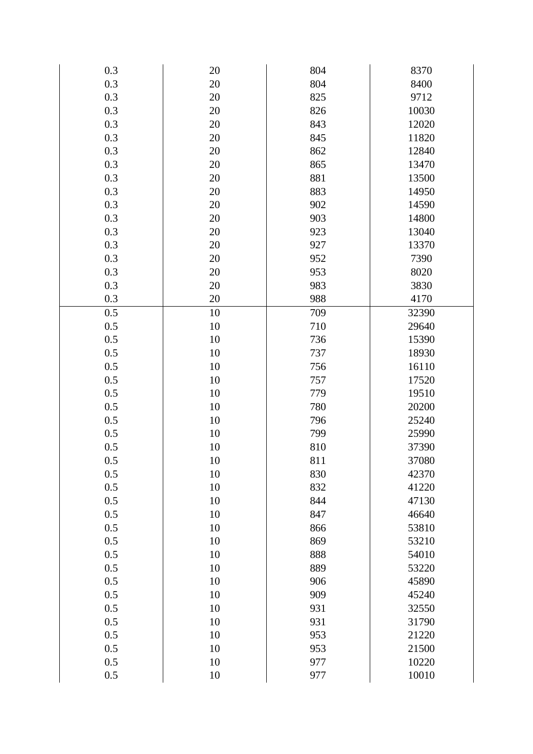| | | | |
|---|---|---|---|
| 0.3 | 20 | 804 | 8370 |
| 0.3 | 20 | 804 | 8400 |
| 0.3 | 20 | 825 | 9712 |
| 0.3 | 20 | 826 | 10030 |
| 0.3 | 20 | 843 | 12020 |
| 0.3 | 20 | 845 | 11820 |
| 0.3 | 20 | 862 | 12840 |
| 0.3 | 20 | 865 | 13470 |
| 0.3 | 20 | 881 | 13500 |
| 0.3 | 20 | 883 | 14950 |
| 0.3 | 20 | 902 | 14590 |
| 0.3 | 20 | 903 | 14800 |
| 0.3 | 20 | 923 | 13040 |
| 0.3 | 20 | 927 | 13370 |
| 0.3 | 20 | 952 | 7390 |
| 0.3 | 20 | 953 | 8020 |
| 0.3 | 20 | 983 | 3830 |
| 0.3 | 20 | 988 | 4170 |
| 0.5 | 10 | 709 | 32390 |
| 0.5 | 10 | 710 | 29640 |
| 0.5 | 10 | 736 | 15390 |
| 0.5 | 10 | 737 | 18930 |
| 0.5 | 10 | 756 | 16110 |
| 0.5 | 10 | 757 | 17520 |
| 0.5 | 10 | 779 | 19510 |
| 0.5 | 10 | 780 | 20200 |
| 0.5 | 10 | 796 | 25240 |
| 0.5 | 10 | 799 | 25990 |
| 0.5 | 10 | 810 | 37390 |
| 0.5 | 10 | 811 | 37080 |
| 0.5 | 10 | 830 | 42370 |
| 0.5 | 10 | 832 | 41220 |
| 0.5 | 10 | 844 | 47130 |
| 0.5 | 10 | 847 | 46640 |
| 0.5 | 10 | 866 | 53810 |
| 0.5 | 10 | 869 | 53210 |
| 0.5 | 10 | 888 | 54010 |
| 0.5 | 10 | 889 | 53220 |
| 0.5 | 10 | 906 | 45890 |
| 0.5 | 10 | 909 | 45240 |
| 0.5 | 10 | 931 | 32550 |
| 0.5 | 10 | 931 | 31790 |
| 0.5 | 10 | 953 | 21220 |
| 0.5 | 10 | 953 | 21500 |
| 0.5 | 10 | 977 | 10220 |
| 0.5 | 10 | 977 | 10010 |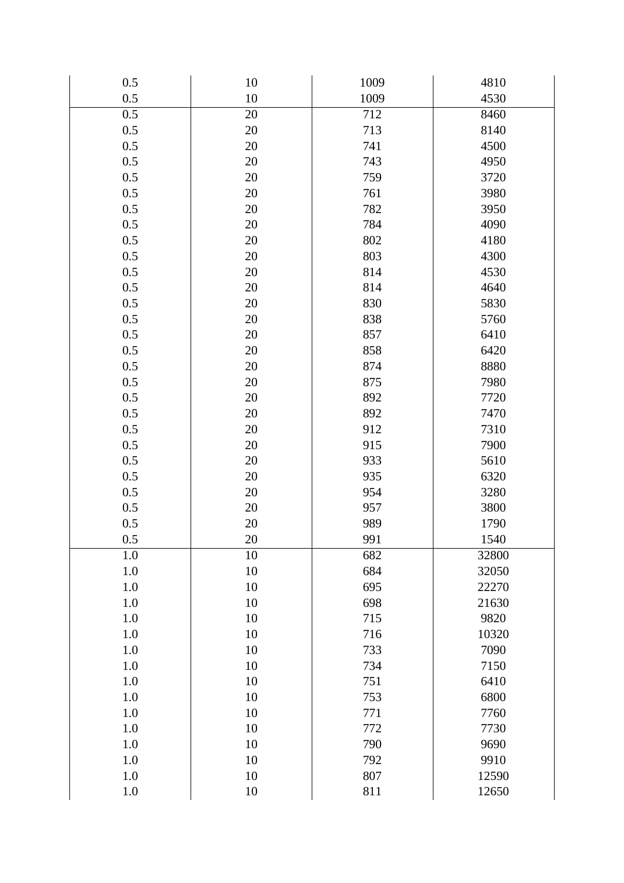| | | | |
|---|---|---|---|
| 0.5 | 10 | 1009 | 4810 |
| 0.5 | 10 | 1009 | 4530 |
| 0.5 | 20 | 712 | 8460 |
| 0.5 | 20 | 713 | 8140 |
| 0.5 | 20 | 741 | 4500 |
| 0.5 | 20 | 743 | 4950 |
| 0.5 | 20 | 759 | 3720 |
| 0.5 | 20 | 761 | 3980 |
| 0.5 | 20 | 782 | 3950 |
| 0.5 | 20 | 784 | 4090 |
| 0.5 | 20 | 802 | 4180 |
| 0.5 | 20 | 803 | 4300 |
| 0.5 | 20 | 814 | 4530 |
| 0.5 | 20 | 814 | 4640 |
| 0.5 | 20 | 830 | 5830 |
| 0.5 | 20 | 838 | 5760 |
| 0.5 | 20 | 857 | 6410 |
| 0.5 | 20 | 858 | 6420 |
| 0.5 | 20 | 874 | 8880 |
| 0.5 | 20 | 875 | 7980 |
| 0.5 | 20 | 892 | 7720 |
| 0.5 | 20 | 892 | 7470 |
| 0.5 | 20 | 912 | 7310 |
| 0.5 | 20 | 915 | 7900 |
| 0.5 | 20 | 933 | 5610 |
| 0.5 | 20 | 935 | 6320 |
| 0.5 | 20 | 954 | 3280 |
| 0.5 | 20 | 957 | 3800 |
| 0.5 | 20 | 989 | 1790 |
| 0.5 | 20 | 991 | 1540 |
| 1.0 | 10 | 682 | 32800 |
| 1.0 | 10 | 684 | 32050 |
| 1.0 | 10 | 695 | 22270 |
| 1.0 | 10 | 698 | 21630 |
| 1.0 | 10 | 715 | 9820 |
| 1.0 | 10 | 716 | 10320 |
| 1.0 | 10 | 733 | 7090 |
| 1.0 | 10 | 734 | 7150 |
| 1.0 | 10 | 751 | 6410 |
| 1.0 | 10 | 753 | 6800 |
| 1.0 | 10 | 771 | 7760 |
| 1.0 | 10 | 772 | 7730 |
| 1.0 | 10 | 790 | 9690 |
| 1.0 | 10 | 792 | 9910 |
| 1.0 | 10 | 807 | 12590 |
| 1.0 | 10 | 811 | 12650 |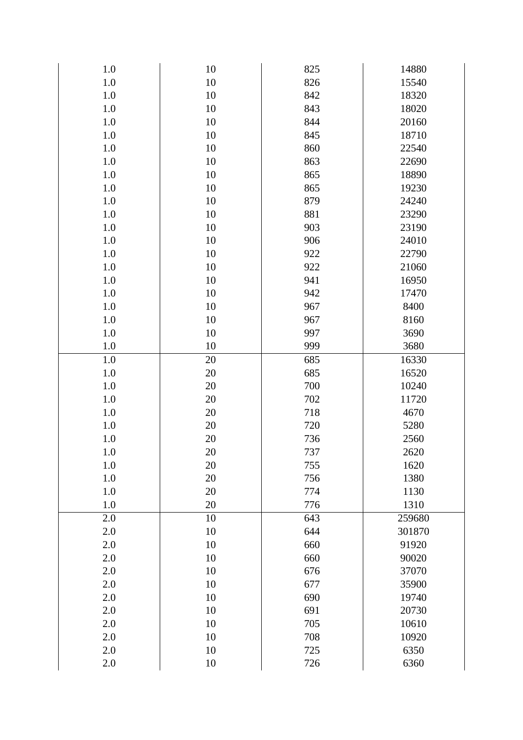| | | | |
|---|---|---|---|
| 1.0 | 10 | 825 | 14880 |
| 1.0 | 10 | 826 | 15540 |
| 1.0 | 10 | 842 | 18320 |
| 1.0 | 10 | 843 | 18020 |
| 1.0 | 10 | 844 | 20160 |
| 1.0 | 10 | 845 | 18710 |
| 1.0 | 10 | 860 | 22540 |
| 1.0 | 10 | 863 | 22690 |
| 1.0 | 10 | 865 | 18890 |
| 1.0 | 10 | 865 | 19230 |
| 1.0 | 10 | 879 | 24240 |
| 1.0 | 10 | 881 | 23290 |
| 1.0 | 10 | 903 | 23190 |
| 1.0 | 10 | 906 | 24010 |
| 1.0 | 10 | 922 | 22790 |
| 1.0 | 10 | 922 | 21060 |
| 1.0 | 10 | 941 | 16950 |
| 1.0 | 10 | 942 | 17470 |
| 1.0 | 10 | 967 | 8400 |
| 1.0 | 10 | 967 | 8160 |
| 1.0 | 10 | 997 | 3690 |
| 1.0 | 10 | 999 | 3680 |
| 1.0 | 20 | 685 | 16330 |
| 1.0 | 20 | 685 | 16520 |
| 1.0 | 20 | 700 | 10240 |
| 1.0 | 20 | 702 | 11720 |
| 1.0 | 20 | 718 | 4670 |
| 1.0 | 20 | 720 | 5280 |
| 1.0 | 20 | 736 | 2560 |
| 1.0 | 20 | 737 | 2620 |
| 1.0 | 20 | 755 | 1620 |
| 1.0 | 20 | 756 | 1380 |
| 1.0 | 20 | 774 | 1130 |
| 1.0 | 20 | 776 | 1310 |
| 2.0 | 10 | 643 | 259680 |
| 2.0 | 10 | 644 | 301870 |
| 2.0 | 10 | 660 | 91920 |
| 2.0 | 10 | 660 | 90020 |
| 2.0 | 10 | 676 | 37070 |
| 2.0 | 10 | 677 | 35900 |
| 2.0 | 10 | 690 | 19740 |
| 2.0 | 10 | 691 | 20730 |
| 2.0 | 10 | 705 | 10610 |
| 2.0 | 10 | 708 | 10920 |
| 2.0 | 10 | 725 | 6350 |
| 2.0 | 10 | 726 | 6360 |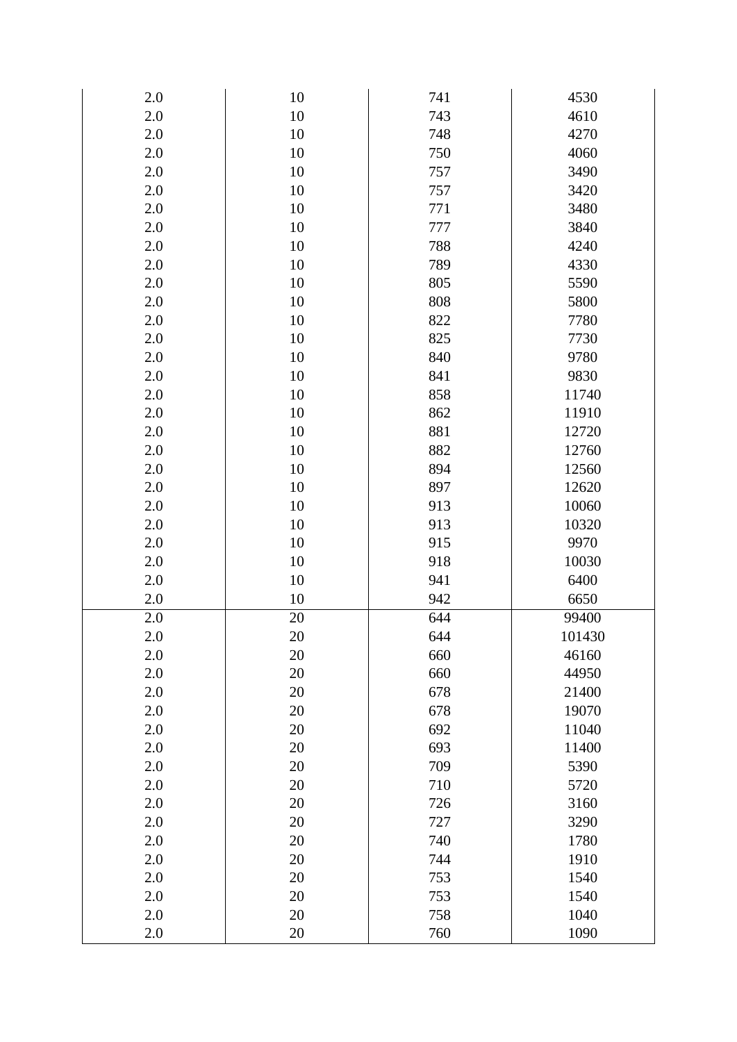| | | | |
|---|---|---|---|
| 2.0 | 10 | 741 | 4530 |
| 2.0 | 10 | 743 | 4610 |
| 2.0 | 10 | 748 | 4270 |
| 2.0 | 10 | 750 | 4060 |
| 2.0 | 10 | 757 | 3490 |
| 2.0 | 10 | 757 | 3420 |
| 2.0 | 10 | 771 | 3480 |
| 2.0 | 10 | 777 | 3840 |
| 2.0 | 10 | 788 | 4240 |
| 2.0 | 10 | 789 | 4330 |
| 2.0 | 10 | 805 | 5590 |
| 2.0 | 10 | 808 | 5800 |
| 2.0 | 10 | 822 | 7780 |
| 2.0 | 10 | 825 | 7730 |
| 2.0 | 10 | 840 | 9780 |
| 2.0 | 10 | 841 | 9830 |
| 2.0 | 10 | 858 | 11740 |
| 2.0 | 10 | 862 | 11910 |
| 2.0 | 10 | 881 | 12720 |
| 2.0 | 10 | 882 | 12760 |
| 2.0 | 10 | 894 | 12560 |
| 2.0 | 10 | 897 | 12620 |
| 2.0 | 10 | 913 | 10060 |
| 2.0 | 10 | 913 | 10320 |
| 2.0 | 10 | 915 | 9970 |
| 2.0 | 10 | 918 | 10030 |
| 2.0 | 10 | 941 | 6400 |
| 2.0 | 10 | 942 | 6650 |
| 2.0 | 20 | 644 | 99400 |
| 2.0 | 20 | 644 | 101430 |
| 2.0 | 20 | 660 | 46160 |
| 2.0 | 20 | 660 | 44950 |
| 2.0 | 20 | 678 | 21400 |
| 2.0 | 20 | 678 | 19070 |
| 2.0 | 20 | 692 | 11040 |
| 2.0 | 20 | 693 | 11400 |
| 2.0 | 20 | 709 | 5390 |
| 2.0 | 20 | 710 | 5720 |
| 2.0 | 20 | 726 | 3160 |
| 2.0 | 20 | 727 | 3290 |
| 2.0 | 20 | 740 | 1780 |
| 2.0 | 20 | 744 | 1910 |
| 2.0 | 20 | 753 | 1540 |
| 2.0 | 20 | 753 | 1540 |
| 2.0 | 20 | 758 | 1040 |
| 2.0 | 20 | 760 | 1090 |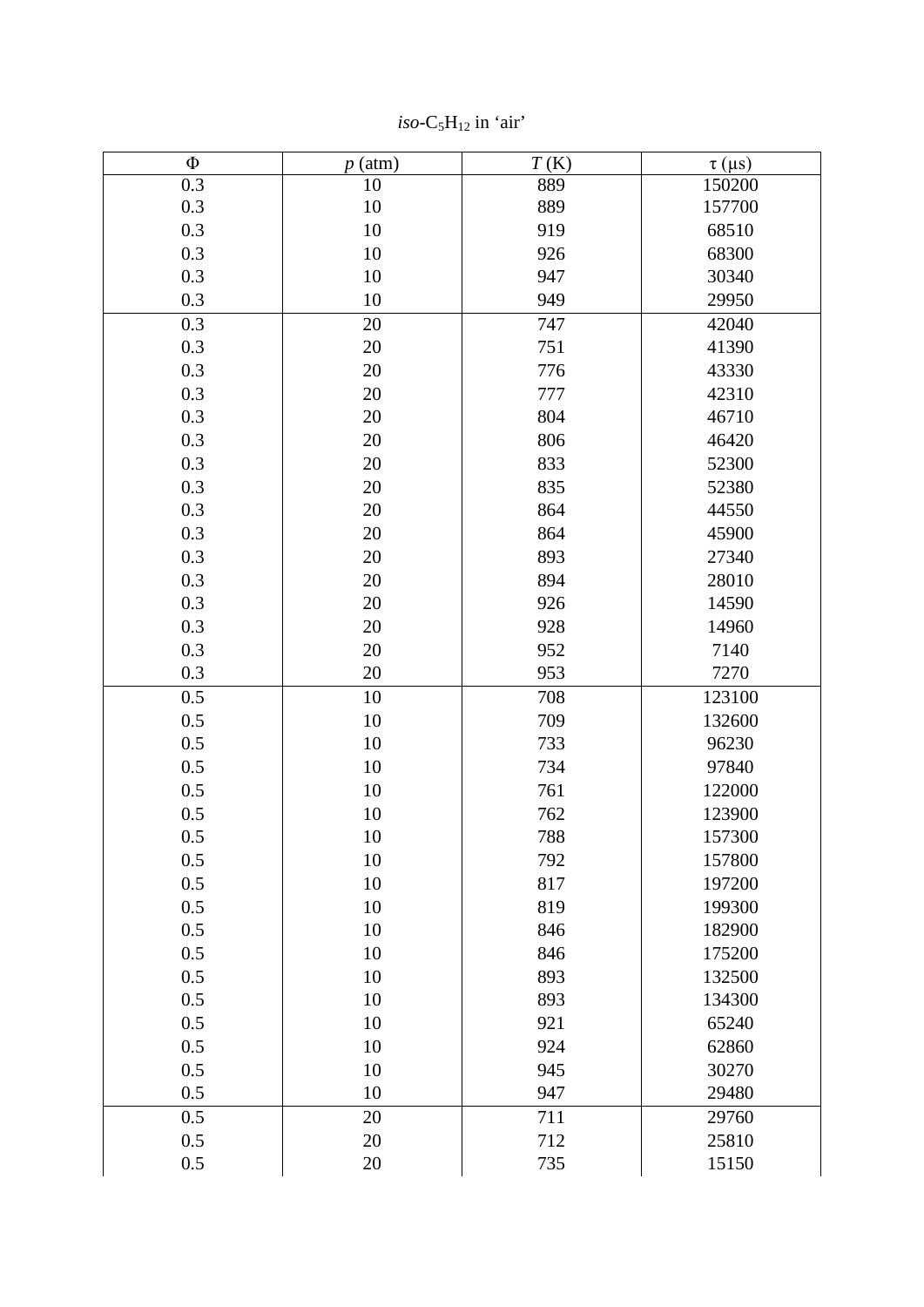*iso*-$C_5H_{12}$ in 'air'

| Φ | *p* (atm) | *T* (K) | τ (μs) |
|---|---|---|---|
| 0.3 | 10 | 889 | 150200 |
| 0.3 | 10 | 889 | 157700 |
| 0.3 | 10 | 919 | 68510 |
| 0.3 | 10 | 926 | 68300 |
| 0.3 | 10 | 947 | 30340 |
| 0.3 | 10 | 949 | 29950 |
| 0.3 | 20 | 747 | 42040 |
| 0.3 | 20 | 751 | 41390 |
| 0.3 | 20 | 776 | 43330 |
| 0.3 | 20 | 777 | 42310 |
| 0.3 | 20 | 804 | 46710 |
| 0.3 | 20 | 806 | 46420 |
| 0.3 | 20 | 833 | 52300 |
| 0.3 | 20 | 835 | 52380 |
| 0.3 | 20 | 864 | 44550 |
| 0.3 | 20 | 864 | 45900 |
| 0.3 | 20 | 893 | 27340 |
| 0.3 | 20 | 894 | 28010 |
| 0.3 | 20 | 926 | 14590 |
| 0.3 | 20 | 928 | 14960 |
| 0.3 | 20 | 952 | 7140 |
| 0.3 | 20 | 953 | 7270 |
| 0.5 | 10 | 708 | 123100 |
| 0.5 | 10 | 709 | 132600 |
| 0.5 | 10 | 733 | 96230 |
| 0.5 | 10 | 734 | 97840 |
| 0.5 | 10 | 761 | 122000 |
| 0.5 | 10 | 762 | 123900 |
| 0.5 | 10 | 788 | 157300 |
| 0.5 | 10 | 792 | 157800 |
| 0.5 | 10 | 817 | 197200 |
| 0.5 | 10 | 819 | 199300 |
| 0.5 | 10 | 846 | 182900 |
| 0.5 | 10 | 846 | 175200 |
| 0.5 | 10 | 893 | 132500 |
| 0.5 | 10 | 893 | 134300 |
| 0.5 | 10 | 921 | 65240 |
| 0.5 | 10 | 924 | 62860 |
| 0.5 | 10 | 945 | 30270 |
| 0.5 | 10 | 947 | 29480 |
| 0.5 | 20 | 711 | 29760 |
| 0.5 | 20 | 712 | 25810 |
| 0.5 | 20 | 735 | 15150 |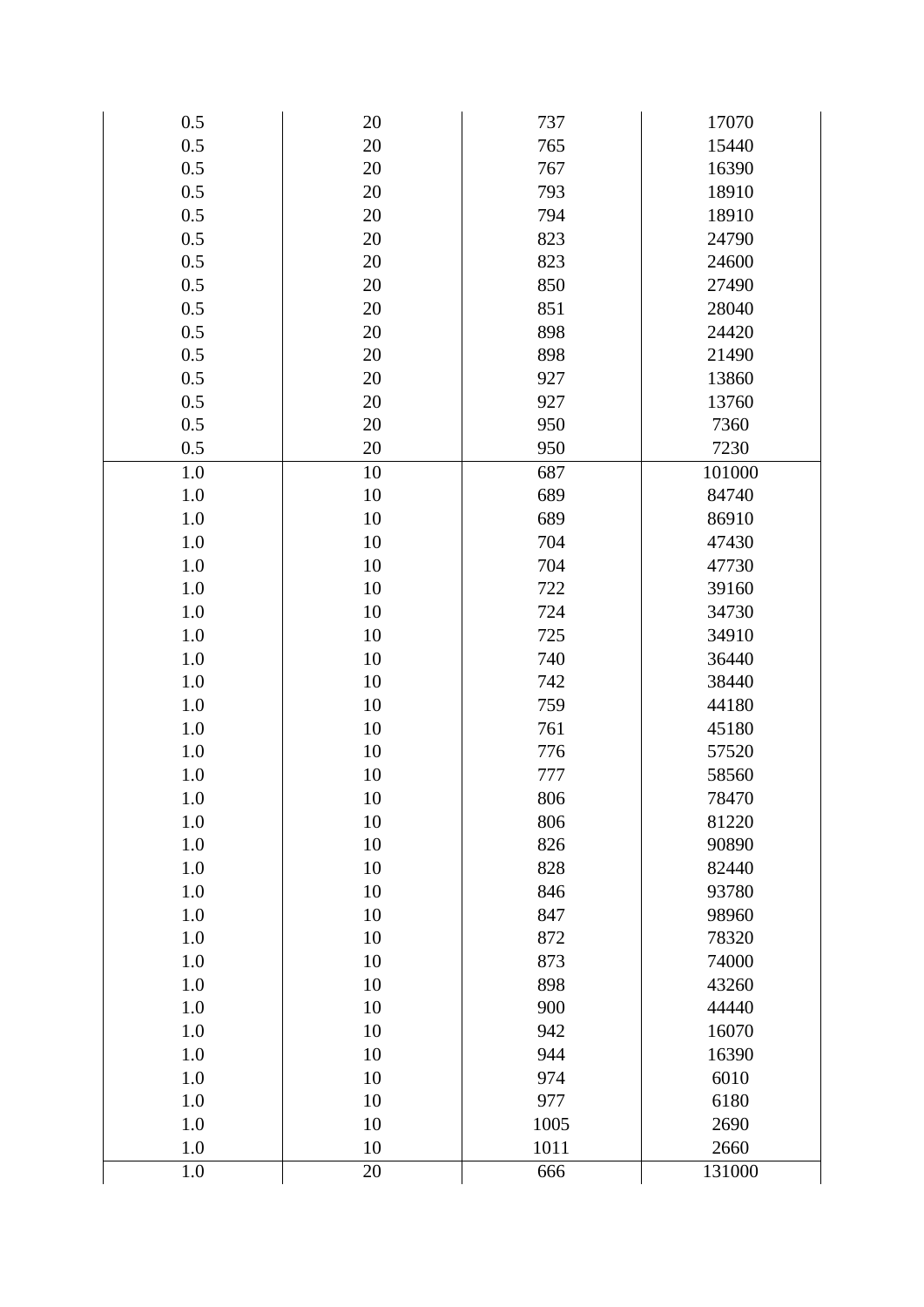| | | | |
|---|---|---|---|
| 0.5 | 20 | 737 | 17070 |
| 0.5 | 20 | 765 | 15440 |
| 0.5 | 20 | 767 | 16390 |
| 0.5 | 20 | 793 | 18910 |
| 0.5 | 20 | 794 | 18910 |
| 0.5 | 20 | 823 | 24790 |
| 0.5 | 20 | 823 | 24600 |
| 0.5 | 20 | 850 | 27490 |
| 0.5 | 20 | 851 | 28040 |
| 0.5 | 20 | 898 | 24420 |
| 0.5 | 20 | 898 | 21490 |
| 0.5 | 20 | 927 | 13860 |
| 0.5 | 20 | 927 | 13760 |
| 0.5 | 20 | 950 | 7360 |
| 0.5 | 20 | 950 | 7230 |
| 1.0 | 10 | 687 | 101000 |
| 1.0 | 10 | 689 | 84740 |
| 1.0 | 10 | 689 | 86910 |
| 1.0 | 10 | 704 | 47430 |
| 1.0 | 10 | 704 | 47730 |
| 1.0 | 10 | 722 | 39160 |
| 1.0 | 10 | 724 | 34730 |
| 1.0 | 10 | 725 | 34910 |
| 1.0 | 10 | 740 | 36440 |
| 1.0 | 10 | 742 | 38440 |
| 1.0 | 10 | 759 | 44180 |
| 1.0 | 10 | 761 | 45180 |
| 1.0 | 10 | 776 | 57520 |
| 1.0 | 10 | 777 | 58560 |
| 1.0 | 10 | 806 | 78470 |
| 1.0 | 10 | 806 | 81220 |
| 1.0 | 10 | 826 | 90890 |
| 1.0 | 10 | 828 | 82440 |
| 1.0 | 10 | 846 | 93780 |
| 1.0 | 10 | 847 | 98960 |
| 1.0 | 10 | 872 | 78320 |
| 1.0 | 10 | 873 | 74000 |
| 1.0 | 10 | 898 | 43260 |
| 1.0 | 10 | 900 | 44440 |
| 1.0 | 10 | 942 | 16070 |
| 1.0 | 10 | 944 | 16390 |
| 1.0 | 10 | 974 | 6010 |
| 1.0 | 10 | 977 | 6180 |
| 1.0 | 10 | 1005 | 2690 |
| 1.0 | 10 | 1011 | 2660 |
| 1.0 | 20 | 666 | 131000 |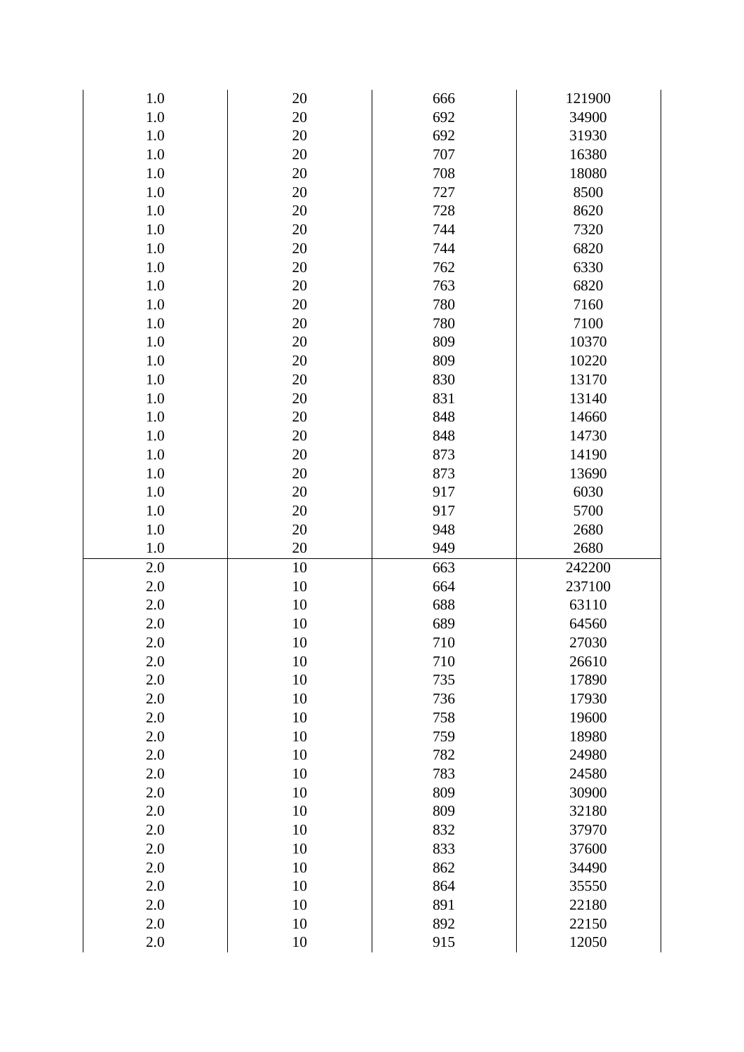| | | | |
|---|---|---|---|
| 1.0 | 20 | 666 | 121900 |
| 1.0 | 20 | 692 | 34900 |
| 1.0 | 20 | 692 | 31930 |
| 1.0 | 20 | 707 | 16380 |
| 1.0 | 20 | 708 | 18080 |
| 1.0 | 20 | 727 | 8500 |
| 1.0 | 20 | 728 | 8620 |
| 1.0 | 20 | 744 | 7320 |
| 1.0 | 20 | 744 | 6820 |
| 1.0 | 20 | 762 | 6330 |
| 1.0 | 20 | 763 | 6820 |
| 1.0 | 20 | 780 | 7160 |
| 1.0 | 20 | 780 | 7100 |
| 1.0 | 20 | 809 | 10370 |
| 1.0 | 20 | 809 | 10220 |
| 1.0 | 20 | 830 | 13170 |
| 1.0 | 20 | 831 | 13140 |
| 1.0 | 20 | 848 | 14660 |
| 1.0 | 20 | 848 | 14730 |
| 1.0 | 20 | 873 | 14190 |
| 1.0 | 20 | 873 | 13690 |
| 1.0 | 20 | 917 | 6030 |
| 1.0 | 20 | 917 | 5700 |
| 1.0 | 20 | 948 | 2680 |
| 1.0 | 20 | 949 | 2680 |
| 2.0 | 10 | 663 | 242200 |
| 2.0 | 10 | 664 | 237100 |
| 2.0 | 10 | 688 | 63110 |
| 2.0 | 10 | 689 | 64560 |
| 2.0 | 10 | 710 | 27030 |
| 2.0 | 10 | 710 | 26610 |
| 2.0 | 10 | 735 | 17890 |
| 2.0 | 10 | 736 | 17930 |
| 2.0 | 10 | 758 | 19600 |
| 2.0 | 10 | 759 | 18980 |
| 2.0 | 10 | 782 | 24980 |
| 2.0 | 10 | 783 | 24580 |
| 2.0 | 10 | 809 | 30900 |
| 2.0 | 10 | 809 | 32180 |
| 2.0 | 10 | 832 | 37970 |
| 2.0 | 10 | 833 | 37600 |
| 2.0 | 10 | 862 | 34490 |
| 2.0 | 10 | 864 | 35550 |
| 2.0 | 10 | 891 | 22180 |
| 2.0 | 10 | 892 | 22150 |
| 2.0 | 10 | 915 | 12050 |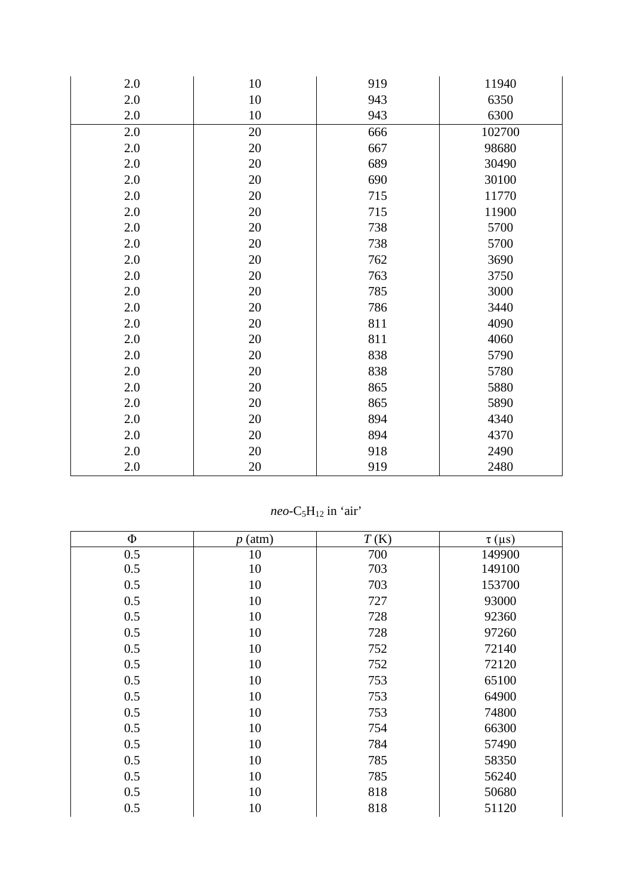| | | | |
|---|---|---|---|
| 2.0 | 10 | 919 | 11940 |
| 2.0 | 10 | 943 | 6350 |
| 2.0 | 10 | 943 | 6300 |
| 2.0 | 20 | 666 | 102700 |
| 2.0 | 20 | 667 | 98680 |
| 2.0 | 20 | 689 | 30490 |
| 2.0 | 20 | 690 | 30100 |
| 2.0 | 20 | 715 | 11770 |
| 2.0 | 20 | 715 | 11900 |
| 2.0 | 20 | 738 | 5700 |
| 2.0 | 20 | 738 | 5700 |
| 2.0 | 20 | 762 | 3690 |
| 2.0 | 20 | 763 | 3750 |
| 2.0 | 20 | 785 | 3000 |
| 2.0 | 20 | 786 | 3440 |
| 2.0 | 20 | 811 | 4090 |
| 2.0 | 20 | 811 | 4060 |
| 2.0 | 20 | 838 | 5790 |
| 2.0 | 20 | 838 | 5780 |
| 2.0 | 20 | 865 | 5880 |
| 2.0 | 20 | 865 | 5890 |
| 2.0 | 20 | 894 | 4340 |
| 2.0 | 20 | 894 | 4370 |
| 2.0 | 20 | 918 | 2490 |
| 2.0 | 20 | 919 | 2480 |

*neo*-$C_5H_{12}$ in 'air'

| Φ | *p* (atm) | *T* (K) | τ (μs) |
|---|---|---|---|
| 0.5 | 10 | 700 | 149900 |
| 0.5 | 10 | 703 | 149100 |
| 0.5 | 10 | 703 | 153700 |
| 0.5 | 10 | 727 | 93000 |
| 0.5 | 10 | 728 | 92360 |
| 0.5 | 10 | 728 | 97260 |
| 0.5 | 10 | 752 | 72140 |
| 0.5 | 10 | 752 | 72120 |
| 0.5 | 10 | 753 | 65100 |
| 0.5 | 10 | 753 | 64900 |
| 0.5 | 10 | 753 | 74800 |
| 0.5 | 10 | 754 | 66300 |
| 0.5 | 10 | 784 | 57490 |
| 0.5 | 10 | 785 | 58350 |
| 0.5 | 10 | 785 | 56240 |
| 0.5 | 10 | 818 | 50680 |
| 0.5 | 10 | 818 | 51120 |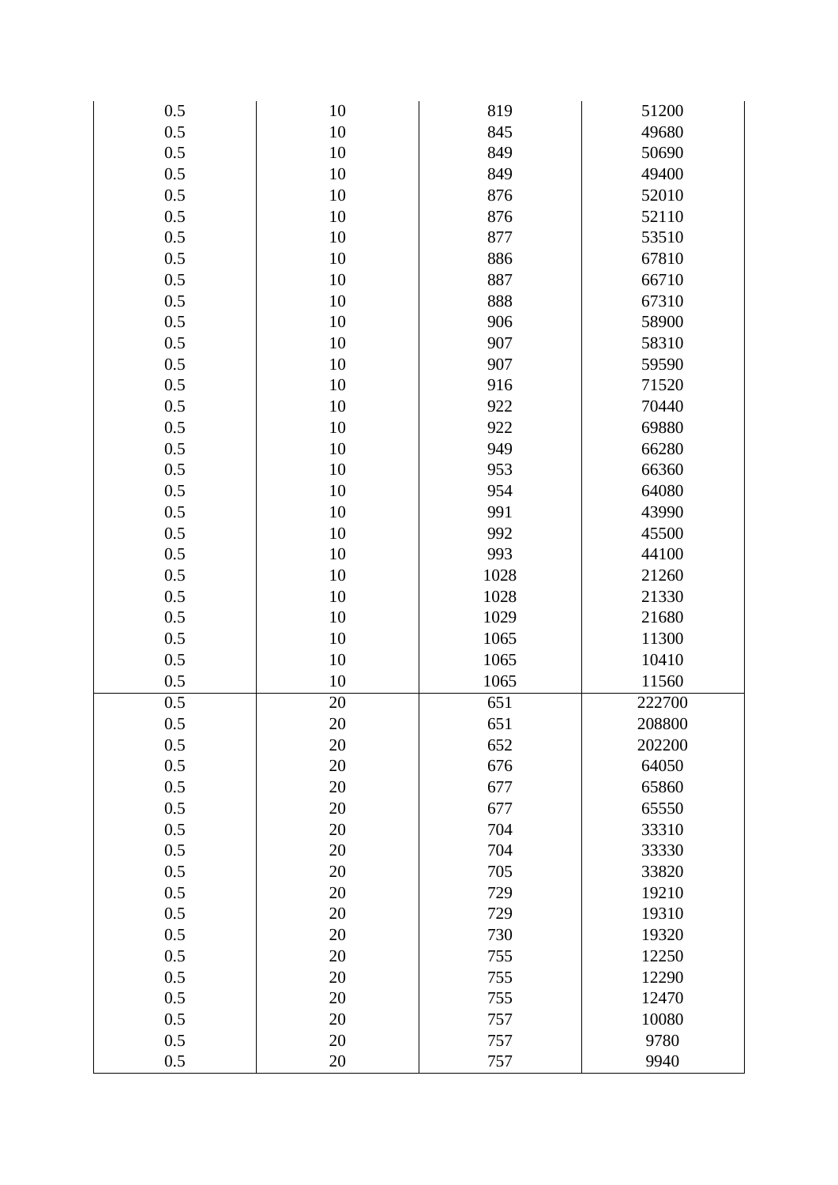| | | | |
|---|---|---|---|
| 0.5 | 10 | 819 | 51200 |
| 0.5 | 10 | 845 | 49680 |
| 0.5 | 10 | 849 | 50690 |
| 0.5 | 10 | 849 | 49400 |
| 0.5 | 10 | 876 | 52010 |
| 0.5 | 10 | 876 | 52110 |
| 0.5 | 10 | 877 | 53510 |
| 0.5 | 10 | 886 | 67810 |
| 0.5 | 10 | 887 | 66710 |
| 0.5 | 10 | 888 | 67310 |
| 0.5 | 10 | 906 | 58900 |
| 0.5 | 10 | 907 | 58310 |
| 0.5 | 10 | 907 | 59590 |
| 0.5 | 10 | 916 | 71520 |
| 0.5 | 10 | 922 | 70440 |
| 0.5 | 10 | 922 | 69880 |
| 0.5 | 10 | 949 | 66280 |
| 0.5 | 10 | 953 | 66360 |
| 0.5 | 10 | 954 | 64080 |
| 0.5 | 10 | 991 | 43990 |
| 0.5 | 10 | 992 | 45500 |
| 0.5 | 10 | 993 | 44100 |
| 0.5 | 10 | 1028 | 21260 |
| 0.5 | 10 | 1028 | 21330 |
| 0.5 | 10 | 1029 | 21680 |
| 0.5 | 10 | 1065 | 11300 |
| 0.5 | 10 | 1065 | 10410 |
| 0.5 | 10 | 1065 | 11560 |
| 0.5 | 20 | 651 | 222700 |
| 0.5 | 20 | 651 | 208800 |
| 0.5 | 20 | 652 | 202200 |
| 0.5 | 20 | 676 | 64050 |
| 0.5 | 20 | 677 | 65860 |
| 0.5 | 20 | 677 | 65550 |
| 0.5 | 20 | 704 | 33310 |
| 0.5 | 20 | 704 | 33330 |
| 0.5 | 20 | 705 | 33820 |
| 0.5 | 20 | 729 | 19210 |
| 0.5 | 20 | 729 | 19310 |
| 0.5 | 20 | 730 | 19320 |
| 0.5 | 20 | 755 | 12250 |
| 0.5 | 20 | 755 | 12290 |
| 0.5 | 20 | 755 | 12470 |
| 0.5 | 20 | 757 | 10080 |
| 0.5 | 20 | 757 | 9780 |
| 0.5 | 20 | 757 | 9940 |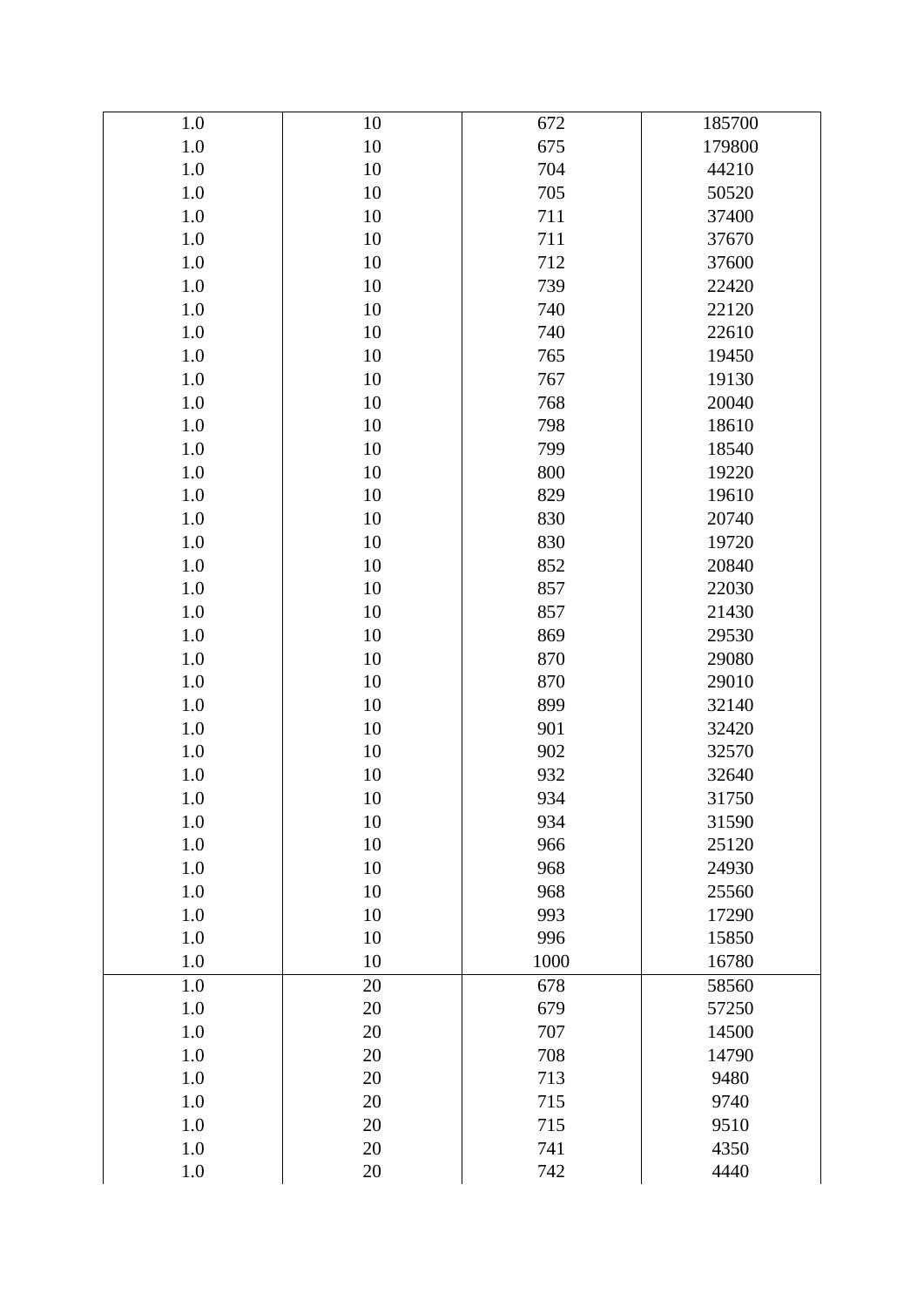| | | | |
|---|---|---|---|
| 1.0 | 10 | 672 | 185700 |
| 1.0 | 10 | 675 | 179800 |
| 1.0 | 10 | 704 | 44210 |
| 1.0 | 10 | 705 | 50520 |
| 1.0 | 10 | 711 | 37400 |
| 1.0 | 10 | 711 | 37670 |
| 1.0 | 10 | 712 | 37600 |
| 1.0 | 10 | 739 | 22420 |
| 1.0 | 10 | 740 | 22120 |
| 1.0 | 10 | 740 | 22610 |
| 1.0 | 10 | 765 | 19450 |
| 1.0 | 10 | 767 | 19130 |
| 1.0 | 10 | 768 | 20040 |
| 1.0 | 10 | 798 | 18610 |
| 1.0 | 10 | 799 | 18540 |
| 1.0 | 10 | 800 | 19220 |
| 1.0 | 10 | 829 | 19610 |
| 1.0 | 10 | 830 | 20740 |
| 1.0 | 10 | 830 | 19720 |
| 1.0 | 10 | 852 | 20840 |
| 1.0 | 10 | 857 | 22030 |
| 1.0 | 10 | 857 | 21430 |
| 1.0 | 10 | 869 | 29530 |
| 1.0 | 10 | 870 | 29080 |
| 1.0 | 10 | 870 | 29010 |
| 1.0 | 10 | 899 | 32140 |
| 1.0 | 10 | 901 | 32420 |
| 1.0 | 10 | 902 | 32570 |
| 1.0 | 10 | 932 | 32640 |
| 1.0 | 10 | 934 | 31750 |
| 1.0 | 10 | 934 | 31590 |
| 1.0 | 10 | 966 | 25120 |
| 1.0 | 10 | 968 | 24930 |
| 1.0 | 10 | 968 | 25560 |
| 1.0 | 10 | 993 | 17290 |
| 1.0 | 10 | 996 | 15850 |
| 1.0 | 10 | 1000 | 16780 |
| 1.0 | 20 | 678 | 58560 |
| 1.0 | 20 | 679 | 57250 |
| 1.0 | 20 | 707 | 14500 |
| 1.0 | 20 | 708 | 14790 |
| 1.0 | 20 | 713 | 9480 |
| 1.0 | 20 | 715 | 9740 |
| 1.0 | 20 | 715 | 9510 |
| 1.0 | 20 | 741 | 4350 |
| 1.0 | 20 | 742 | 4440 |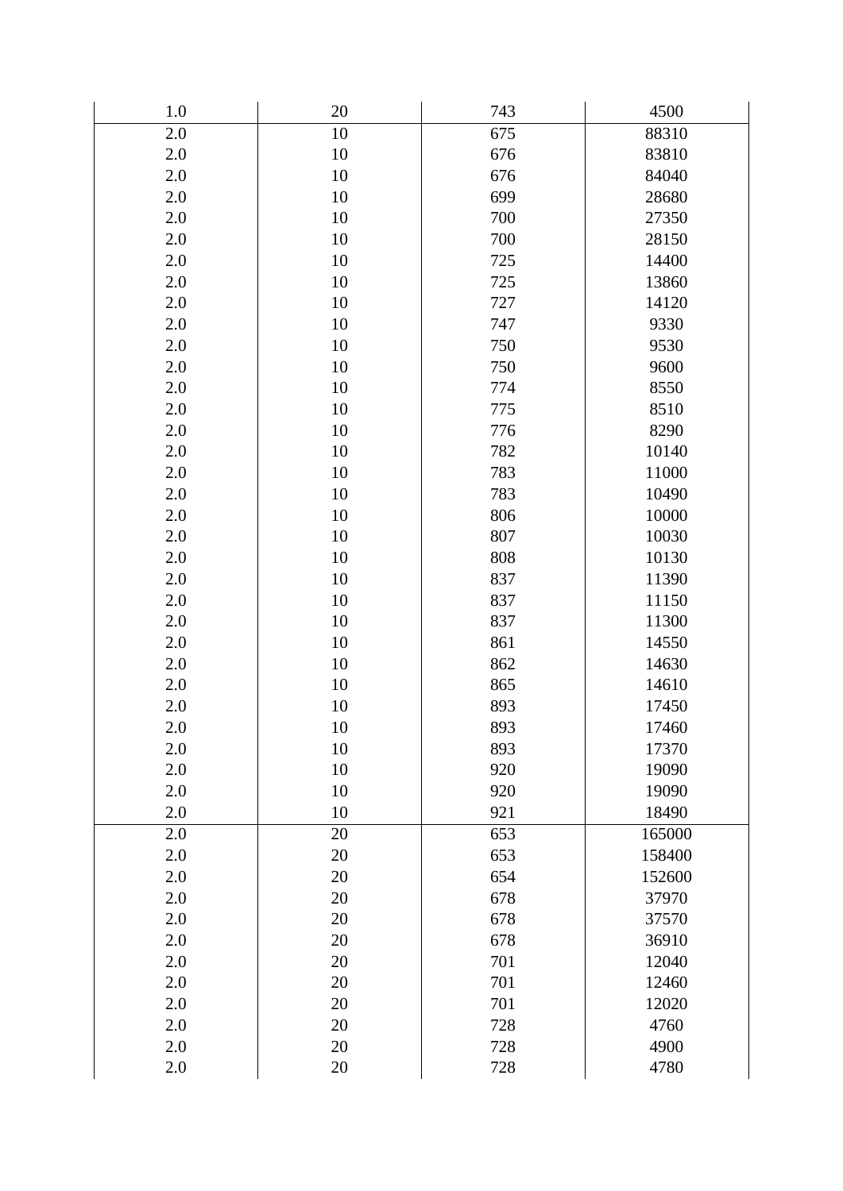| | | | |
|---|---|---|---|
| 1.0 | 20 | 743 | 4500 |
| 2.0 | 10 | 675 | 88310 |
| 2.0 | 10 | 676 | 83810 |
| 2.0 | 10 | 676 | 84040 |
| 2.0 | 10 | 699 | 28680 |
| 2.0 | 10 | 700 | 27350 |
| 2.0 | 10 | 700 | 28150 |
| 2.0 | 10 | 725 | 14400 |
| 2.0 | 10 | 725 | 13860 |
| 2.0 | 10 | 727 | 14120 |
| 2.0 | 10 | 747 | 9330 |
| 2.0 | 10 | 750 | 9530 |
| 2.0 | 10 | 750 | 9600 |
| 2.0 | 10 | 774 | 8550 |
| 2.0 | 10 | 775 | 8510 |
| 2.0 | 10 | 776 | 8290 |
| 2.0 | 10 | 782 | 10140 |
| 2.0 | 10 | 783 | 11000 |
| 2.0 | 10 | 783 | 10490 |
| 2.0 | 10 | 806 | 10000 |
| 2.0 | 10 | 807 | 10030 |
| 2.0 | 10 | 808 | 10130 |
| 2.0 | 10 | 837 | 11390 |
| 2.0 | 10 | 837 | 11150 |
| 2.0 | 10 | 837 | 11300 |
| 2.0 | 10 | 861 | 14550 |
| 2.0 | 10 | 862 | 14630 |
| 2.0 | 10 | 865 | 14610 |
| 2.0 | 10 | 893 | 17450 |
| 2.0 | 10 | 893 | 17460 |
| 2.0 | 10 | 893 | 17370 |
| 2.0 | 10 | 920 | 19090 |
| 2.0 | 10 | 920 | 19090 |
| 2.0 | 10 | 921 | 18490 |
| 2.0 | 20 | 653 | 165000 |
| 2.0 | 20 | 653 | 158400 |
| 2.0 | 20 | 654 | 152600 |
| 2.0 | 20 | 678 | 37970 |
| 2.0 | 20 | 678 | 37570 |
| 2.0 | 20 | 678 | 36910 |
| 2.0 | 20 | 701 | 12040 |
| 2.0 | 20 | 701 | 12460 |
| 2.0 | 20 | 701 | 12020 |
| 2.0 | 20 | 728 | 4760 |
| 2.0 | 20 | 728 | 4900 |
| 2.0 | 20 | 728 | 4780 |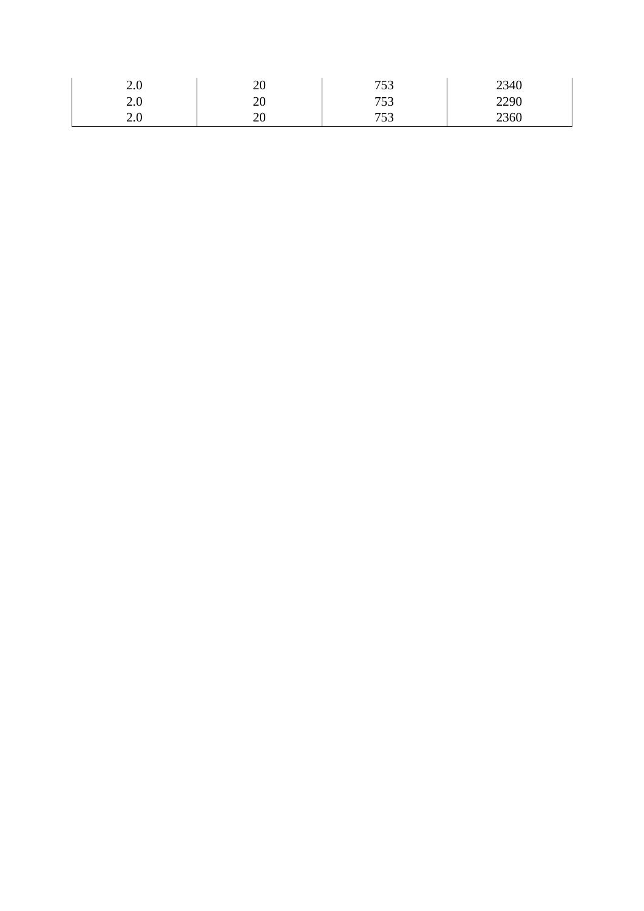| | | | |
|---|---|---|---|
| 2.0 | 20 | 753 | 2340 |
| 2.0 | 20 | 753 | 2290 |
| 2.0 | 20 | 753 | 2360 |